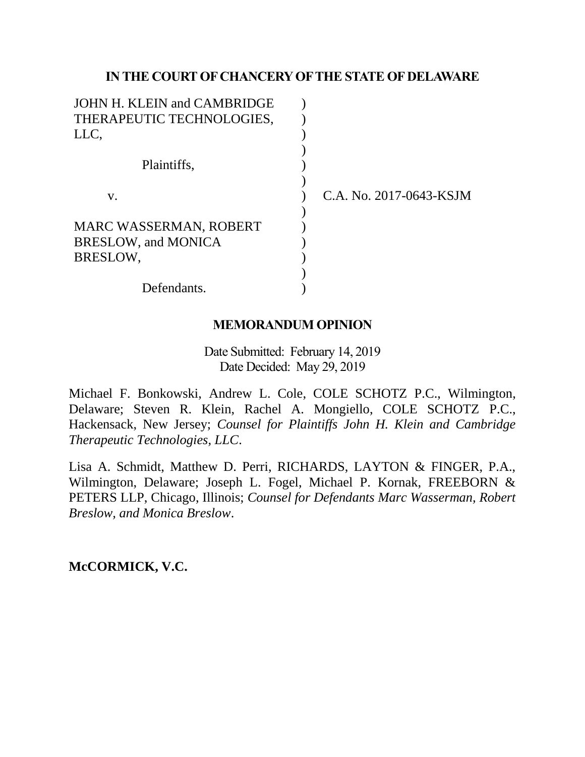**IN THE COURT OF CHANCERY OF THE STATE OF DELAWARE**

| | | |
|---|---|---|
| JOHN H. KLEIN and CAMBRIDGE THERAPEUTIC TECHNOLOGIES, LLC, | ) | |
| Plaintiffs, | ) | |
| v. | ) | C.A. No. 2017-0643-KSJM |
| MARC WASSERMAN, ROBERT BRESLOW, and MONICA BRESLOW, | ) | |
| Defendants. | ) | |

**MEMORANDUM OPINION**

Date Submitted: February 14, 2019
Date Decided: May 29, 2019

Michael F. Bonkowski, Andrew L. Cole, COLE SCHOTZ P.C., Wilmington, Delaware; Steven R. Klein, Rachel A. Mongiello, COLE SCHOTZ P.C., Hackensack, New Jersey; *Counsel for Plaintiffs John H. Klein and Cambridge Therapeutic Technologies, LLC*.

Lisa A. Schmidt, Matthew D. Perri, RICHARDS, LAYTON & FINGER, P.A., Wilmington, Delaware; Joseph L. Fogel, Michael P. Kornak, FREEBORN & PETERS LLP, Chicago, Illinois; *Counsel for Defendants Marc Wasserman, Robert Breslow, and Monica Breslow*.

**McCORMICK, V.C.**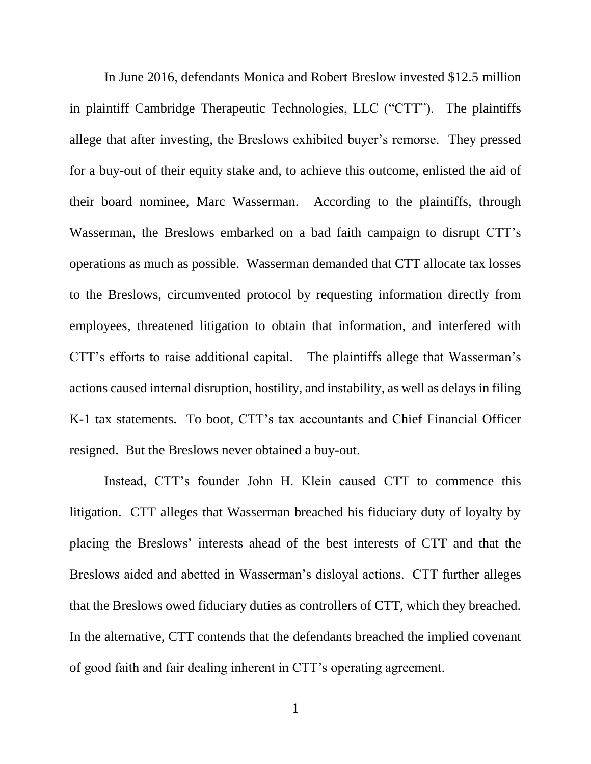In June 2016, defendants Monica and Robert Breslow invested $12.5 million in plaintiff Cambridge Therapeutic Technologies, LLC ("CTT"). The plaintiffs allege that after investing, the Breslows exhibited buyer's remorse. They pressed for a buy-out of their equity stake and, to achieve this outcome, enlisted the aid of their board nominee, Marc Wasserman. According to the plaintiffs, through Wasserman, the Breslows embarked on a bad faith campaign to disrupt CTT's operations as much as possible. Wasserman demanded that CTT allocate tax losses to the Breslows, circumvented protocol by requesting information directly from employees, threatened litigation to obtain that information, and interfered with CTT's efforts to raise additional capital. The plaintiffs allege that Wasserman's actions caused internal disruption, hostility, and instability, as well as delays in filing K-1 tax statements. To boot, CTT's tax accountants and Chief Financial Officer resigned. But the Breslows never obtained a buy-out.

Instead, CTT's founder John H. Klein caused CTT to commence this litigation. CTT alleges that Wasserman breached his fiduciary duty of loyalty by placing the Breslows' interests ahead of the best interests of CTT and that the Breslows aided and abetted in Wasserman's disloyal actions. CTT further alleges that the Breslows owed fiduciary duties as controllers of CTT, which they breached. In the alternative, CTT contends that the defendants breached the implied covenant of good faith and fair dealing inherent in CTT's operating agreement.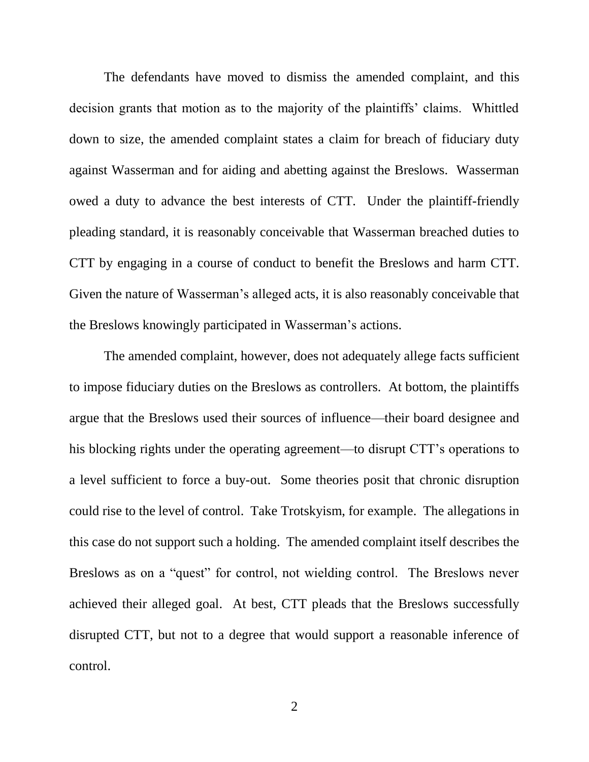The defendants have moved to dismiss the amended complaint, and this decision grants that motion as to the majority of the plaintiffs' claims. Whittled down to size, the amended complaint states a claim for breach of fiduciary duty against Wasserman and for aiding and abetting against the Breslows. Wasserman owed a duty to advance the best interests of CTT. Under the plaintiff-friendly pleading standard, it is reasonably conceivable that Wasserman breached duties to CTT by engaging in a course of conduct to benefit the Breslows and harm CTT. Given the nature of Wasserman's alleged acts, it is also reasonably conceivable that the Breslows knowingly participated in Wasserman's actions.

The amended complaint, however, does not adequately allege facts sufficient to impose fiduciary duties on the Breslows as controllers. At bottom, the plaintiffs argue that the Breslows used their sources of influence—their board designee and his blocking rights under the operating agreement—to disrupt CTT's operations to a level sufficient to force a buy-out. Some theories posit that chronic disruption could rise to the level of control. Take Trotskyism, for example. The allegations in this case do not support such a holding. The amended complaint itself describes the Breslows as on a "quest" for control, not wielding control. The Breslows never achieved their alleged goal. At best, CTT pleads that the Breslows successfully disrupted CTT, but not to a degree that would support a reasonable inference of control.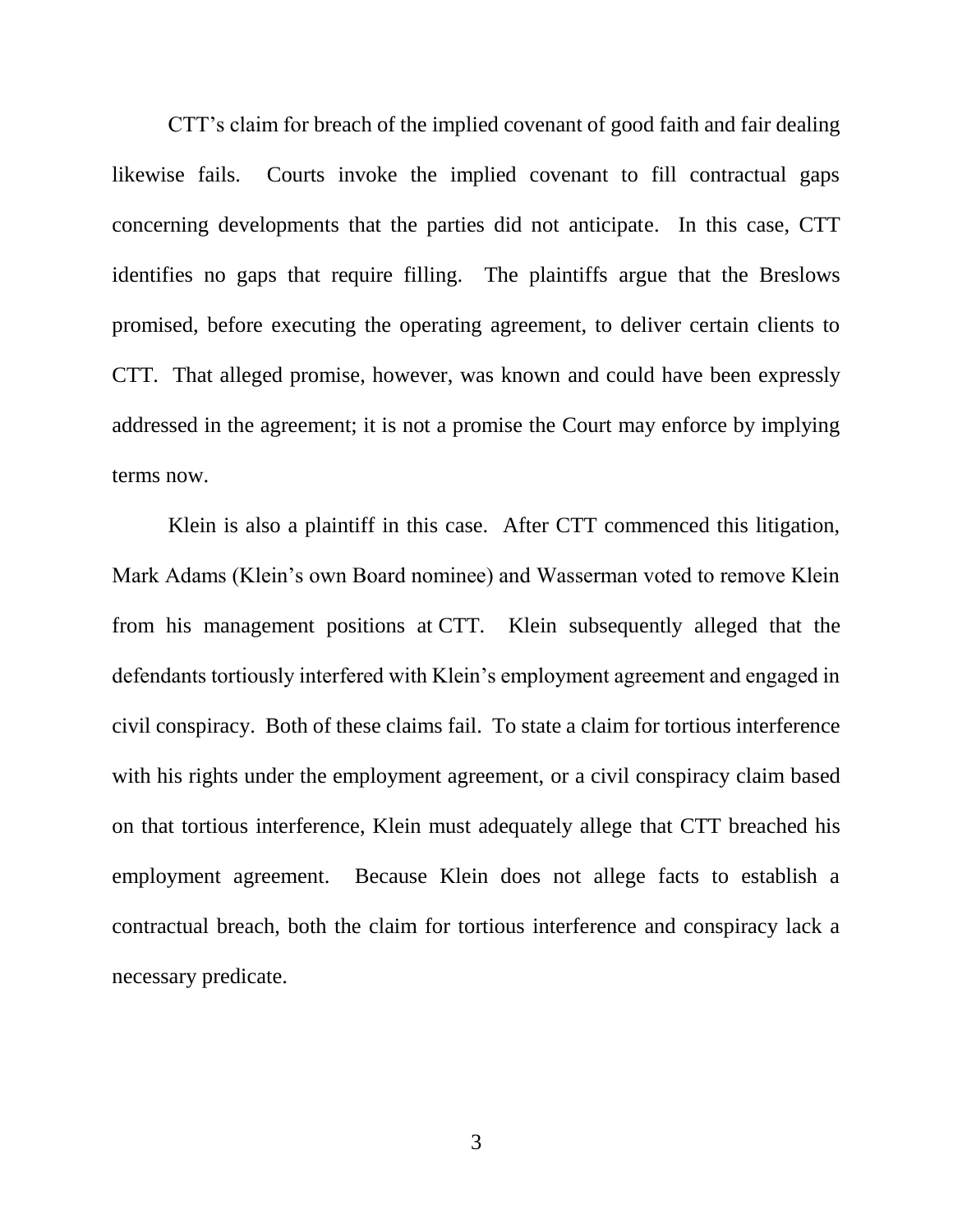CTT's claim for breach of the implied covenant of good faith and fair dealing likewise fails. Courts invoke the implied covenant to fill contractual gaps concerning developments that the parties did not anticipate. In this case, CTT identifies no gaps that require filling. The plaintiffs argue that the Breslows promised, before executing the operating agreement, to deliver certain clients to CTT. That alleged promise, however, was known and could have been expressly addressed in the agreement; it is not a promise the Court may enforce by implying terms now.

Klein is also a plaintiff in this case. After CTT commenced this litigation, Mark Adams (Klein's own Board nominee) and Wasserman voted to remove Klein from his management positions at CTT. Klein subsequently alleged that the defendants tortiously interfered with Klein's employment agreement and engaged in civil conspiracy. Both of these claims fail. To state a claim for tortious interference with his rights under the employment agreement, or a civil conspiracy claim based on that tortious interference, Klein must adequately allege that CTT breached his employment agreement. Because Klein does not allege facts to establish a contractual breach, both the claim for tortious interference and conspiracy lack a necessary predicate.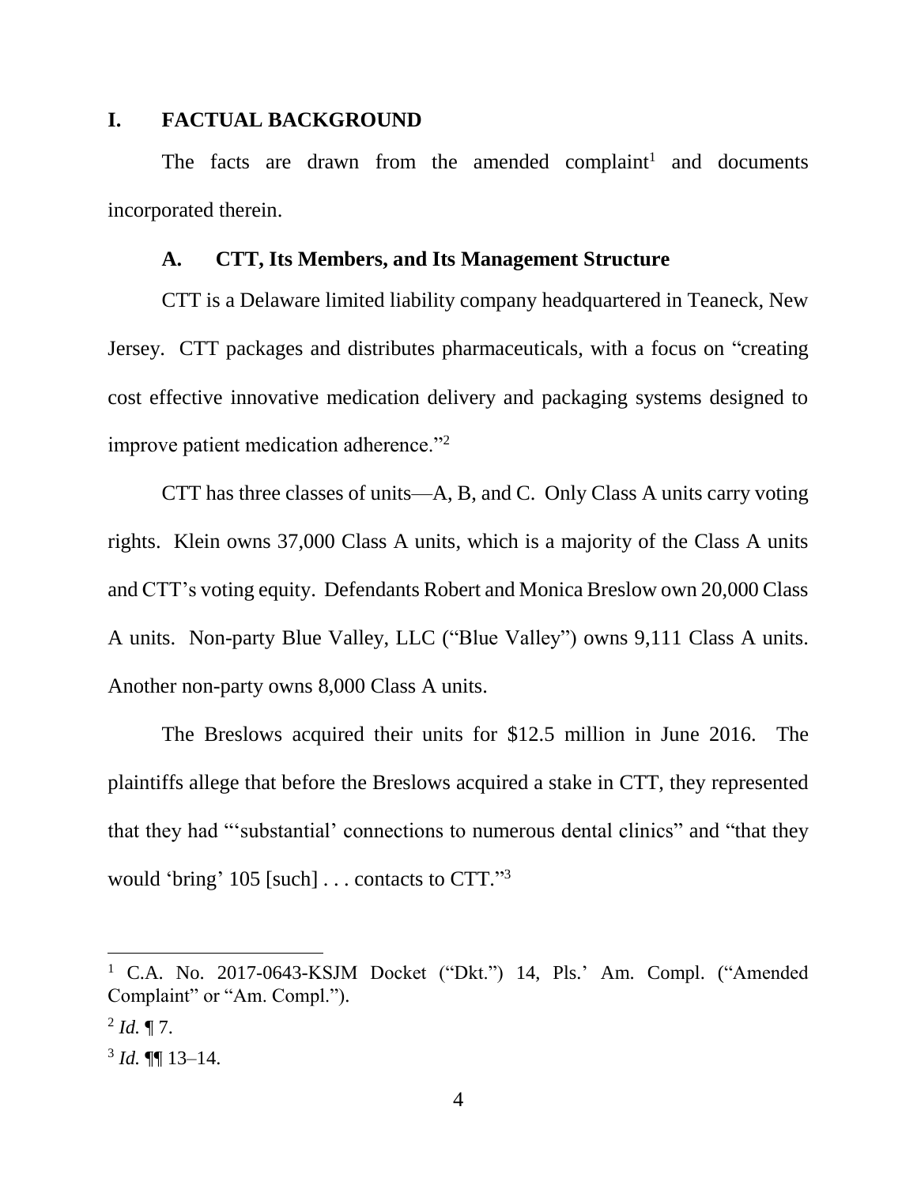## I. FACTUAL BACKGROUND

The facts are drawn from the amended complaint[1] and documents incorporated therein.

### A. CTT, Its Members, and Its Management Structure

CTT is a Delaware limited liability company headquartered in Teaneck, New Jersey. CTT packages and distributes pharmaceuticals, with a focus on "creating cost effective innovative medication delivery and packaging systems designed to improve patient medication adherence."[2]

CTT has three classes of units—A, B, and C. Only Class A units carry voting rights. Klein owns 37,000 Class A units, which is a majority of the Class A units and CTT's voting equity. Defendants Robert and Monica Breslow own 20,000 Class A units. Non-party Blue Valley, LLC ("Blue Valley") owns 9,111 Class A units. Another non-party owns 8,000 Class A units.

The Breslows acquired their units for \$12.5 million in June 2016. The plaintiffs allege that before the Breslows acquired a stake in CTT, they represented that they had "'substantial' connections to numerous dental clinics" and "that they would 'bring' 105 [such] . . . contacts to CTT."[3]

---

[1] C.A. No. 2017-0643-KSJM Docket ("Dkt.") 14, Pls.' Am. Compl. ("Amended Complaint" or "Am. Compl.").

[2] *Id.* ¶ 7.

[3] *Id.* ¶¶ 13–14.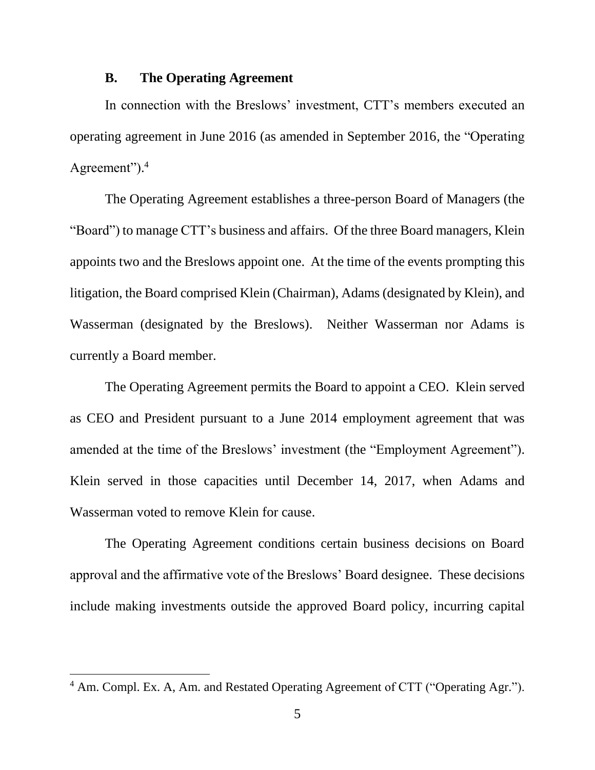### B. The Operating Agreement

In connection with the Breslows' investment, CTT's members executed an operating agreement in June 2016 (as amended in September 2016, the "Operating Agreement").[4]

The Operating Agreement establishes a three-person Board of Managers (the "Board") to manage CTT's business and affairs. Of the three Board managers, Klein appoints two and the Breslows appoint one. At the time of the events prompting this litigation, the Board comprised Klein (Chairman), Adams (designated by Klein), and Wasserman (designated by the Breslows). Neither Wasserman nor Adams is currently a Board member.

The Operating Agreement permits the Board to appoint a CEO. Klein served as CEO and President pursuant to a June 2014 employment agreement that was amended at the time of the Breslows' investment (the "Employment Agreement"). Klein served in those capacities until December 14, 2017, when Adams and Wasserman voted to remove Klein for cause.

The Operating Agreement conditions certain business decisions on Board approval and the affirmative vote of the Breslows' Board designee. These decisions include making investments outside the approved Board policy, incurring capital

---

[4] Am. Compl. Ex. A, Am. and Restated Operating Agreement of CTT ("Operating Agr.").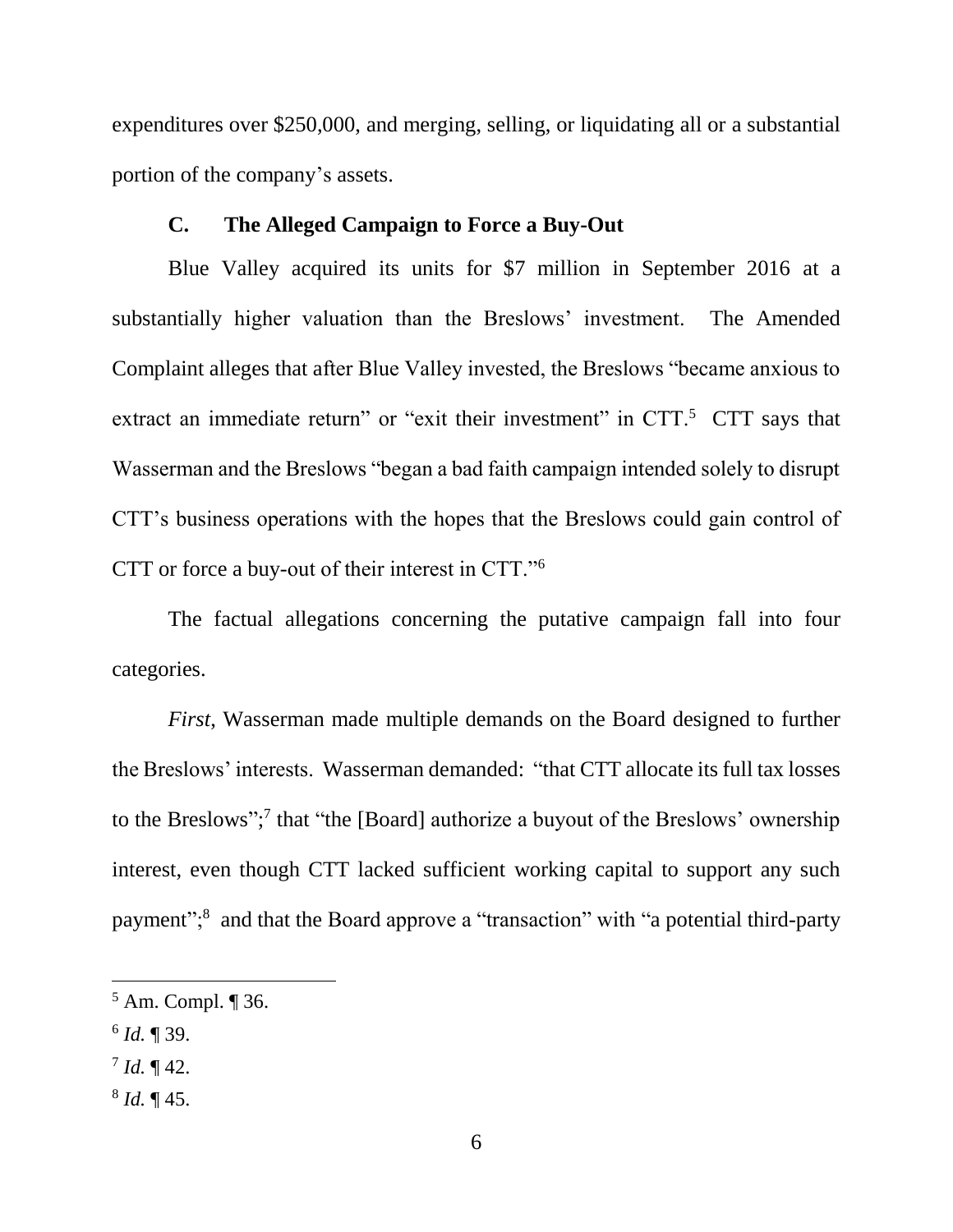expenditures over $250,000, and merging, selling, or liquidating all or a substantial portion of the company's assets.

### C. The Alleged Campaign to Force a Buy-Out

Blue Valley acquired its units for $7 million in September 2016 at a substantially higher valuation than the Breslows' investment. The Amended Complaint alleges that after Blue Valley invested, the Breslows "became anxious to extract an immediate return" or "exit their investment" in CTT.[5] CTT says that Wasserman and the Breslows "began a bad faith campaign intended solely to disrupt CTT's business operations with the hopes that the Breslows could gain control of CTT or force a buy-out of their interest in CTT."[6]

The factual allegations concerning the putative campaign fall into four categories.

*First*, Wasserman made multiple demands on the Board designed to further the Breslows' interests. Wasserman demanded: "that CTT allocate its full tax losses to the Breslows";[7] that "the [Board] authorize a buyout of the Breslows' ownership interest, even though CTT lacked sufficient working capital to support any such payment";[8] and that the Board approve a "transaction" with "a potential third-party

---

[5] Am. Compl. ¶ 36.

[6] *Id.* ¶ 39.

[7] *Id.* ¶ 42.

[8] *Id.* ¶ 45.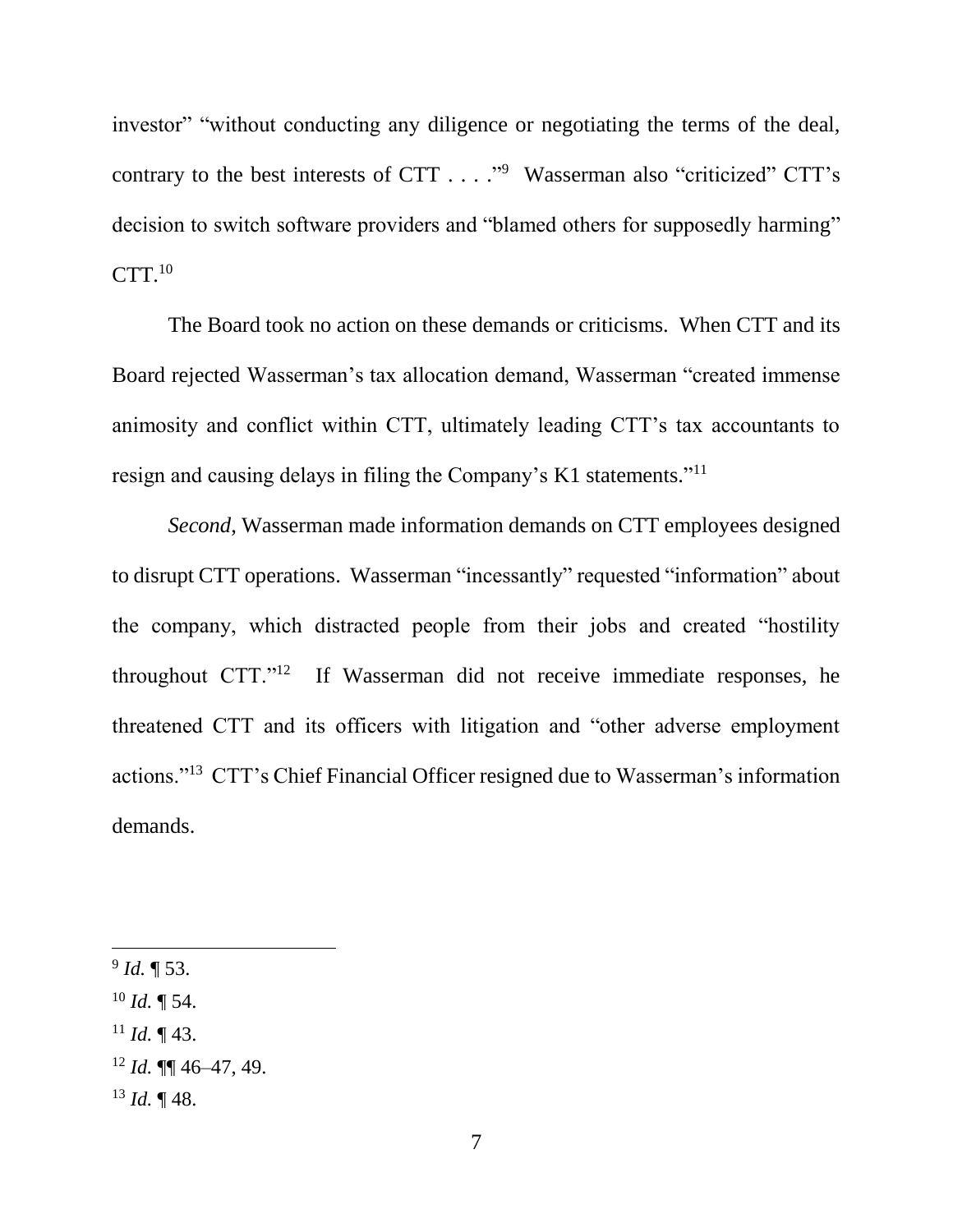investor" "without conducting any diligence or negotiating the terms of the deal, contrary to the best interests of CTT . . . ."[9] Wasserman also "criticized" CTT's decision to switch software providers and "blamed others for supposedly harming" CTT.[10]

The Board took no action on these demands or criticisms. When CTT and its Board rejected Wasserman's tax allocation demand, Wasserman "created immense animosity and conflict within CTT, ultimately leading CTT's tax accountants to resign and causing delays in filing the Company's K1 statements."[11]

*Second*, Wasserman made information demands on CTT employees designed to disrupt CTT operations. Wasserman "incessantly" requested "information" about the company, which distracted people from their jobs and created "hostility throughout CTT."[12] If Wasserman did not receive immediate responses, he threatened CTT and its officers with litigation and "other adverse employment actions."[13] CTT's Chief Financial Officer resigned due to Wasserman's information demands.

---

[9] *Id.* ¶ 53.

[10] *Id.* ¶ 54.

[11] *Id.* ¶ 43.

[12] *Id.* ¶¶ 46–47, 49.

[13] *Id.* ¶ 48.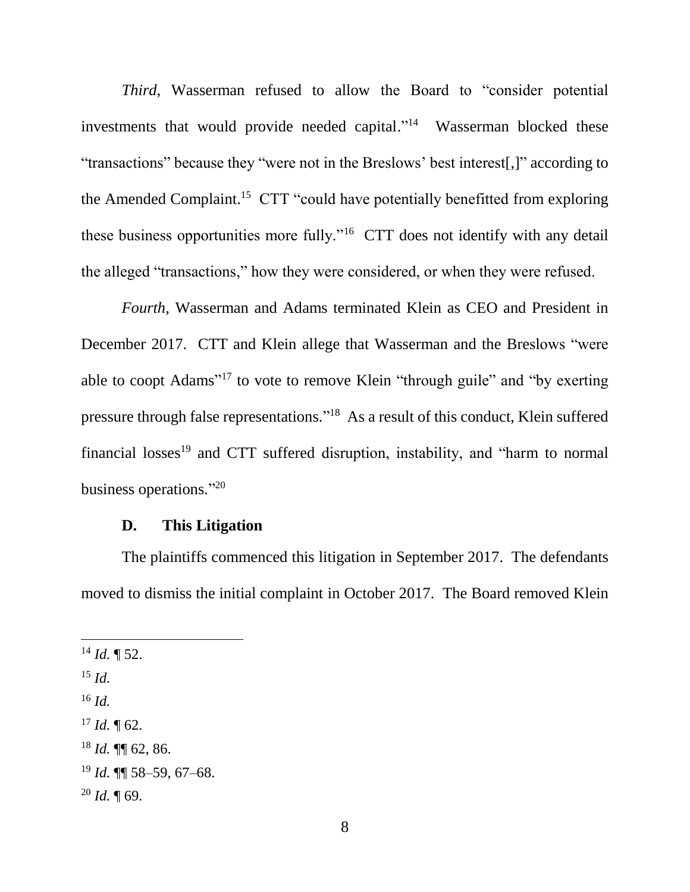*Third*, Wasserman refused to allow the Board to "consider potential investments that would provide needed capital."[14] Wasserman blocked these "transactions" because they "were not in the Breslows' best interest[,]" according to the Amended Complaint.[15] CTT "could have potentially benefitted from exploring these business opportunities more fully."[16] CTT does not identify with any detail the alleged "transactions," how they were considered, or when they were refused.

*Fourth*, Wasserman and Adams terminated Klein as CEO and President in December 2017. CTT and Klein allege that Wasserman and the Breslows "were able to coopt Adams"[17] to vote to remove Klein "through guile" and "by exerting pressure through false representations."[18] As a result of this conduct, Klein suffered financial losses[19] and CTT suffered disruption, instability, and "harm to normal business operations."[20]

### D. This Litigation

The plaintiffs commenced this litigation in September 2017. The defendants moved to dismiss the initial complaint in October 2017. The Board removed Klein

---

[14] *Id.* ¶ 52.

[15] *Id.*

[16] *Id.*

[17] *Id.* ¶ 62.

[18] *Id.* ¶¶ 62, 86.

[19] *Id.* ¶¶ 58–59, 67–68.

[20] *Id.* ¶ 69.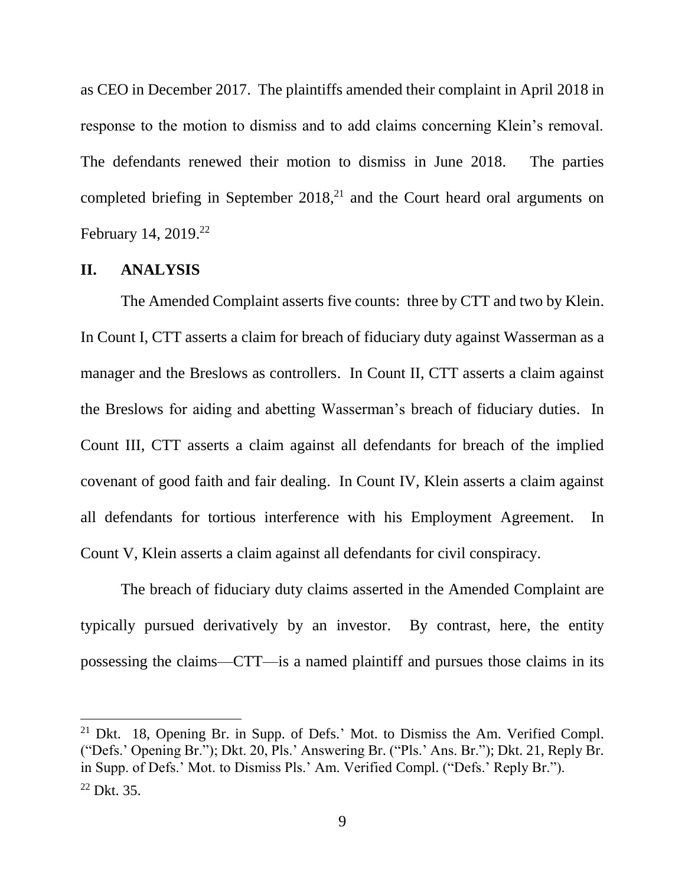as CEO in December 2017. The plaintiffs amended their complaint in April 2018 in response to the motion to dismiss and to add claims concerning Klein's removal. The defendants renewed their motion to dismiss in June 2018. The parties completed briefing in September 2018,[21] and the Court heard oral arguments on February 14, 2019.[22]

## II. ANALYSIS

The Amended Complaint asserts five counts: three by CTT and two by Klein. In Count I, CTT asserts a claim for breach of fiduciary duty against Wasserman as a manager and the Breslows as controllers. In Count II, CTT asserts a claim against the Breslows for aiding and abetting Wasserman's breach of fiduciary duties. In Count III, CTT asserts a claim against all defendants for breach of the implied covenant of good faith and fair dealing. In Count IV, Klein asserts a claim against all defendants for tortious interference with his Employment Agreement. In Count V, Klein asserts a claim against all defendants for civil conspiracy.

The breach of fiduciary duty claims asserted in the Amended Complaint are typically pursued derivatively by an investor. By contrast, here, the entity possessing the claims—CTT—is a named plaintiff and pursues those claims in its

---

[21] Dkt. 18, Opening Br. in Supp. of Defs.' Mot. to Dismiss the Am. Verified Compl. ("Defs.' Opening Br."); Dkt. 20, Pls.' Answering Br. ("Pls.' Ans. Br."); Dkt. 21, Reply Br. in Supp. of Defs.' Mot. to Dismiss Pls.' Am. Verified Compl. ("Defs.' Reply Br.").

[22] Dkt. 35.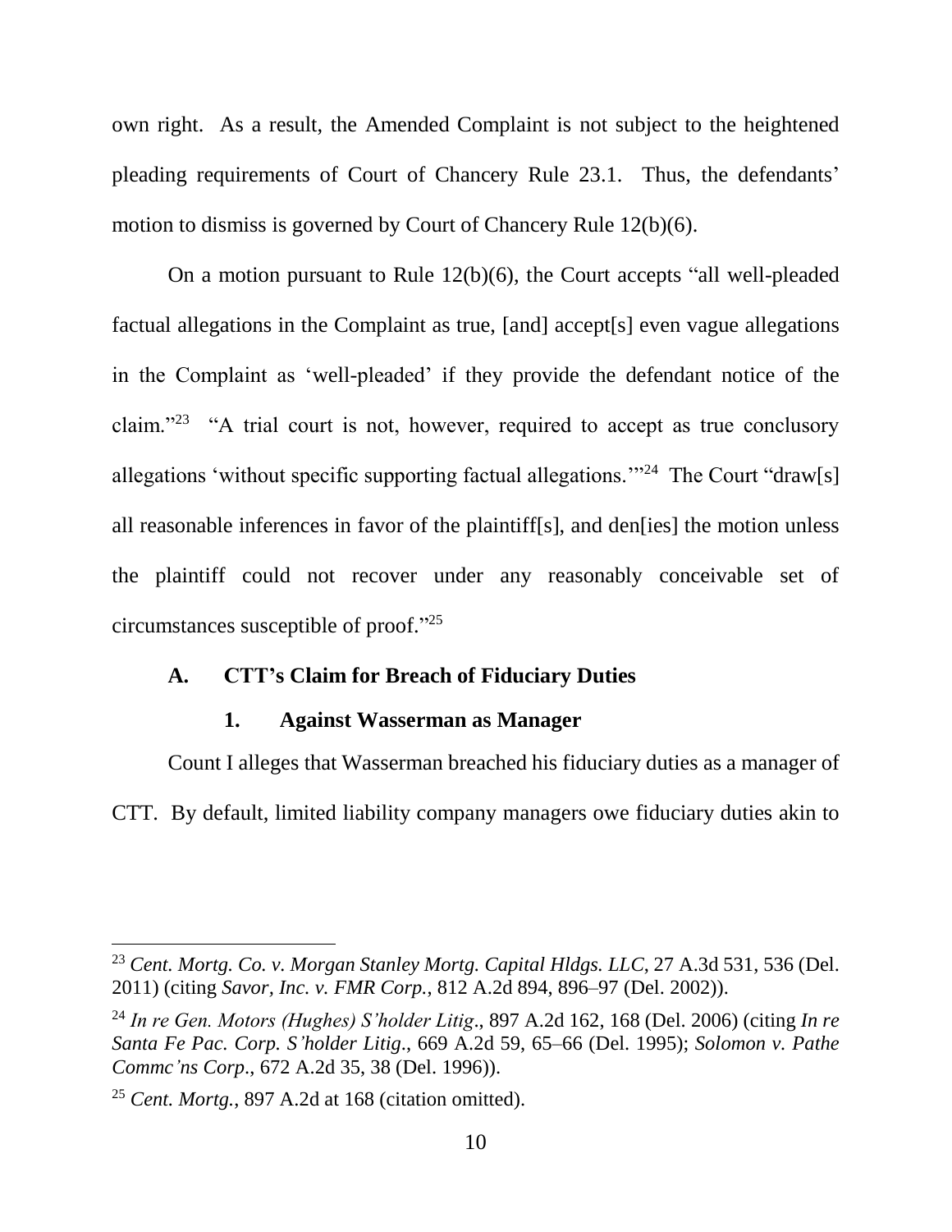own right. As a result, the Amended Complaint is not subject to the heightened pleading requirements of Court of Chancery Rule 23.1. Thus, the defendants' motion to dismiss is governed by Court of Chancery Rule 12(b)(6).

On a motion pursuant to Rule 12(b)(6), the Court accepts "all well-pleaded factual allegations in the Complaint as true, [and] accept[s] even vague allegations in the Complaint as 'well-pleaded' if they provide the defendant notice of the claim."[23] "A trial court is not, however, required to accept as true conclusory allegations 'without specific supporting factual allegations.'"[24] The Court "draw[s] all reasonable inferences in favor of the plaintiff[s], and den[ies] the motion unless the plaintiff could not recover under any reasonably conceivable set of circumstances susceptible of proof."[25]

### A. CTT's Claim for Breach of Fiduciary Duties

#### 1. Against Wasserman as Manager

Count I alleges that Wasserman breached his fiduciary duties as a manager of CTT. By default, limited liability company managers owe fiduciary duties akin to

---

[23] *Cent. Mortg. Co. v. Morgan Stanley Mortg. Capital Hldgs. LLC*, 27 A.3d 531, 536 (Del. 2011) (citing *Savor, Inc. v. FMR Corp.*, 812 A.2d 894, 896–97 (Del. 2002)).

[24] *In re Gen. Motors (Hughes) S'holder Litig*., 897 A.2d 162, 168 (Del. 2006) (citing *In re Santa Fe Pac. Corp. S'holder Litig*., 669 A.2d 59, 65–66 (Del. 1995); *Solomon v. Pathe Commc'ns Corp*., 672 A.2d 35, 38 (Del. 1996)).

[25] *Cent. Mortg.*, 897 A.2d at 168 (citation omitted).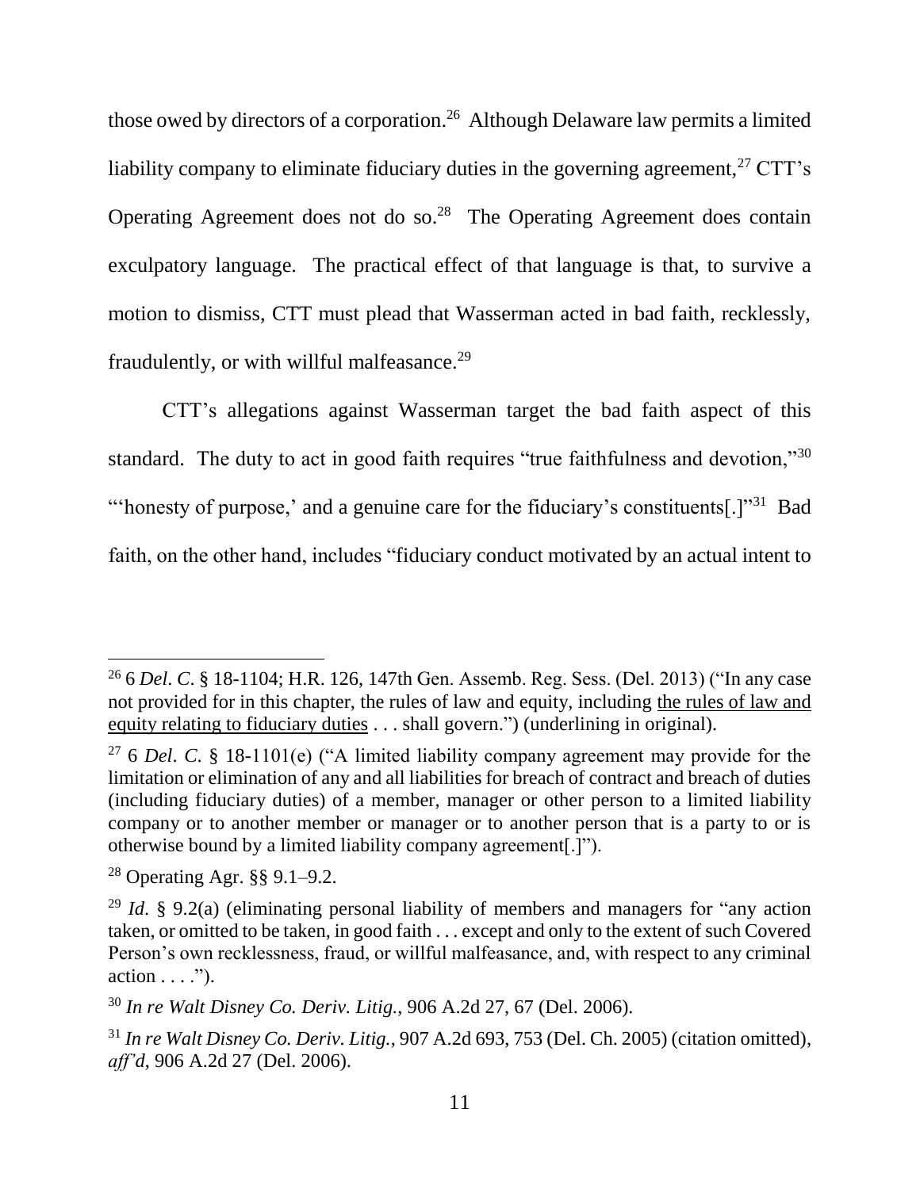those owed by directors of a corporation.[26] Although Delaware law permits a limited liability company to eliminate fiduciary duties in the governing agreement,[27] CTT's Operating Agreement does not do so.[28] The Operating Agreement does contain exculpatory language. The practical effect of that language is that, to survive a motion to dismiss, CTT must plead that Wasserman acted in bad faith, recklessly, fraudulently, or with willful malfeasance.[29]

CTT's allegations against Wasserman target the bad faith aspect of this standard. The duty to act in good faith requires "true faithfulness and devotion,"[30] "'honesty of purpose,' and a genuine care for the fiduciary's constituents[.]"[31] Bad faith, on the other hand, includes "fiduciary conduct motivated by an actual intent to

---

[26] 6 *Del. C.* § 18-1104; H.R. 126, 147th Gen. Assemb. Reg. Sess. (Del. 2013) ("In any case not provided for in this chapter, the rules of law and equity, including <u>the rules of law and equity relating to fiduciary duties</u> . . . shall govern.") (underlining in original).

[27] 6 *Del. C.* § 18-1101(e) ("A limited liability company agreement may provide for the limitation or elimination of any and all liabilities for breach of contract and breach of duties (including fiduciary duties) of a member, manager or other person to a limited liability company or to another member or manager or to another person that is a party to or is otherwise bound by a limited liability company agreement[.]").

[28] Operating Agr. §§ 9.1–9.2.

[29] *Id*. § 9.2(a) (eliminating personal liability of members and managers for "any action taken, or omitted to be taken, in good faith . . . except and only to the extent of such Covered Person's own recklessness, fraud, or willful malfeasance, and, with respect to any criminal action . . . .").

[30] *In re Walt Disney Co. Deriv. Litig.*, 906 A.2d 27, 67 (Del. 2006).

[31] *In re Walt Disney Co. Deriv. Litig.*, 907 A.2d 693, 753 (Del. Ch. 2005) (citation omitted), *aff'd*, 906 A.2d 27 (Del. 2006).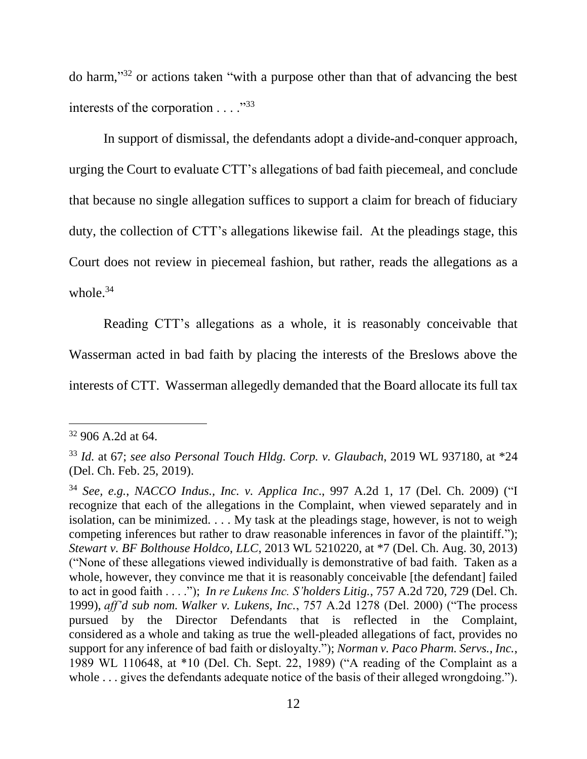do harm,"[32] or actions taken "with a purpose other than that of advancing the best interests of the corporation . . . ."[33]

In support of dismissal, the defendants adopt a divide-and-conquer approach, urging the Court to evaluate CTT's allegations of bad faith piecemeal, and conclude that because no single allegation suffices to support a claim for breach of fiduciary duty, the collection of CTT's allegations likewise fail. At the pleadings stage, this Court does not review in piecemeal fashion, but rather, reads the allegations as a whole.[34]

Reading CTT's allegations as a whole, it is reasonably conceivable that Wasserman acted in bad faith by placing the interests of the Breslows above the interests of CTT. Wasserman allegedly demanded that the Board allocate its full tax

---

[32] 906 A.2d at 64.

[33] *Id.* at 67; *see also Personal Touch Hldg. Corp. v. Glaubach*, 2019 WL 937180, at *24 (Del. Ch. Feb. 25, 2019).

[34] *See, e.g.*, *NACCO Indus., Inc. v. Applica Inc.*, 997 A.2d 1, 17 (Del. Ch. 2009) ("I recognize that each of the allegations in the Complaint, when viewed separately and in isolation, can be minimized. . . . My task at the pleadings stage, however, is not to weigh competing inferences but rather to draw reasonable inferences in favor of the plaintiff."); *Stewart v. BF Bolthouse Holdco, LLC*, 2013 WL 5210220, at *7 (Del. Ch. Aug. 30, 2013) ("None of these allegations viewed individually is demonstrative of bad faith. Taken as a whole, however, they convince me that it is reasonably conceivable [the defendant] failed to act in good faith . . . ."); *In re Lukens Inc. S'holders Litig.*, 757 A.2d 720, 729 (Del. Ch. 1999), *aff'd sub nom. Walker v. Lukens, Inc.*, 757 A.2d 1278 (Del. 2000) ("The process pursued by the Director Defendants that is reflected in the Complaint, considered as a whole and taking as true the well-pleaded allegations of fact, provides no support for any inference of bad faith or disloyalty."); *Norman v. Paco Pharm. Servs., Inc.*, 1989 WL 110648, at *10 (Del. Ch. Sept. 22, 1989) ("A reading of the Complaint as a whole . . . gives the defendants adequate notice of the basis of their alleged wrongdoing.").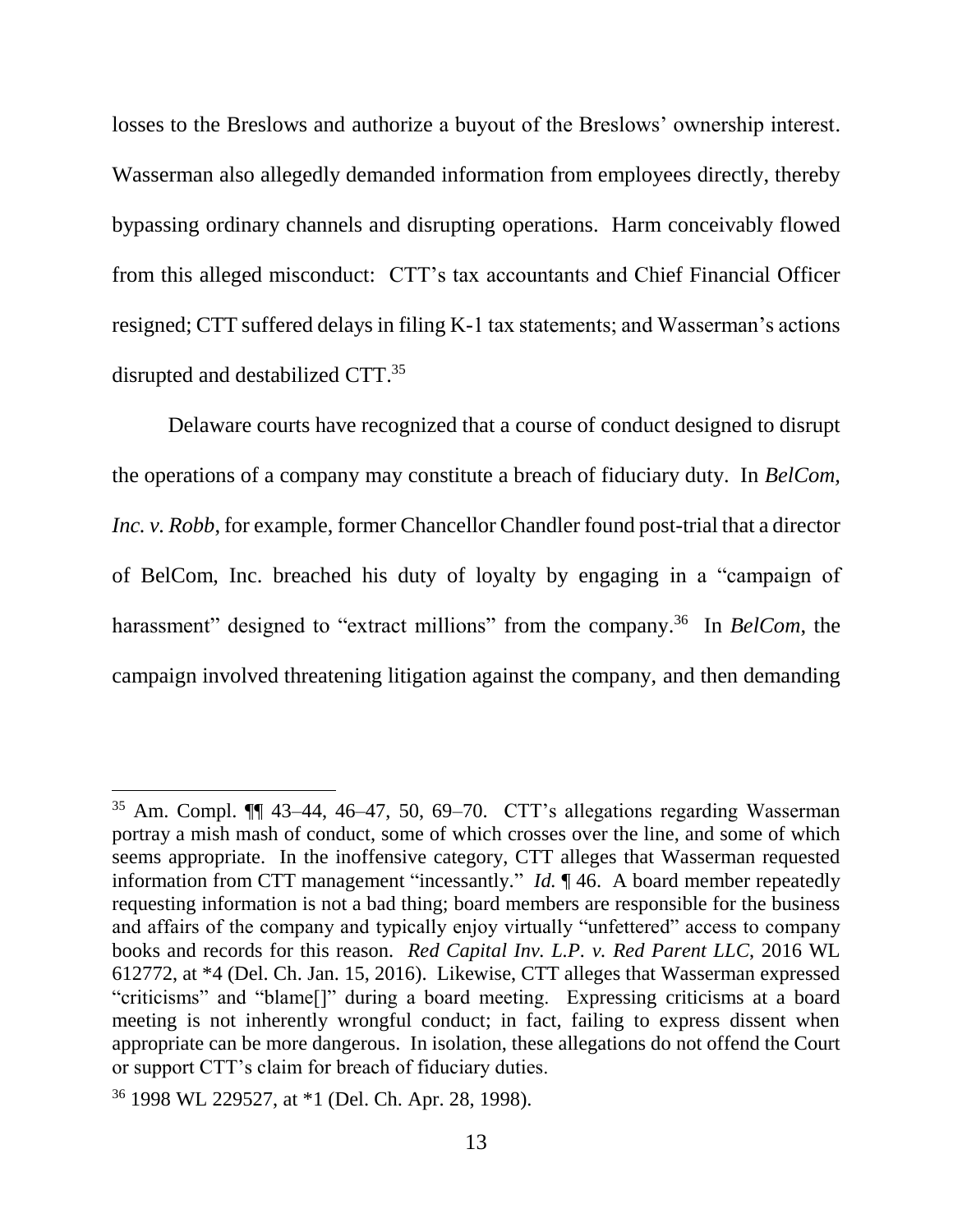losses to the Breslows and authorize a buyout of the Breslows' ownership interest. Wasserman also allegedly demanded information from employees directly, thereby bypassing ordinary channels and disrupting operations. Harm conceivably flowed from this alleged misconduct: CTT's tax accountants and Chief Financial Officer resigned; CTT suffered delays in filing K-1 tax statements; and Wasserman's actions disrupted and destabilized CTT.[35]

Delaware courts have recognized that a course of conduct designed to disrupt the operations of a company may constitute a breach of fiduciary duty. In *BelCom, Inc. v. Robb*, for example, former Chancellor Chandler found post-trial that a director of BelCom, Inc. breached his duty of loyalty by engaging in a "campaign of harassment" designed to "extract millions" from the company.[36] In *BelCom*, the campaign involved threatening litigation against the company, and then demanding

---

[35] Am. Compl. ¶¶ 43–44, 46–47, 50, 69–70. CTT's allegations regarding Wasserman portray a mish mash of conduct, some of which crosses over the line, and some of which seems appropriate. In the inoffensive category, CTT alleges that Wasserman requested information from CTT management "incessantly." *Id.* ¶ 46. A board member repeatedly requesting information is not a bad thing; board members are responsible for the business and affairs of the company and typically enjoy virtually "unfettered" access to company books and records for this reason. *Red Capital Inv. L.P. v. Red Parent LLC*, 2016 WL 612772, at *4 (Del. Ch. Jan. 15, 2016). Likewise, CTT alleges that Wasserman expressed "criticisms" and "blame[]" during a board meeting. Expressing criticisms at a board meeting is not inherently wrongful conduct; in fact, failing to express dissent when appropriate can be more dangerous. In isolation, these allegations do not offend the Court or support CTT's claim for breach of fiduciary duties.

[36] 1998 WL 229527, at *1 (Del. Ch. Apr. 28, 1998).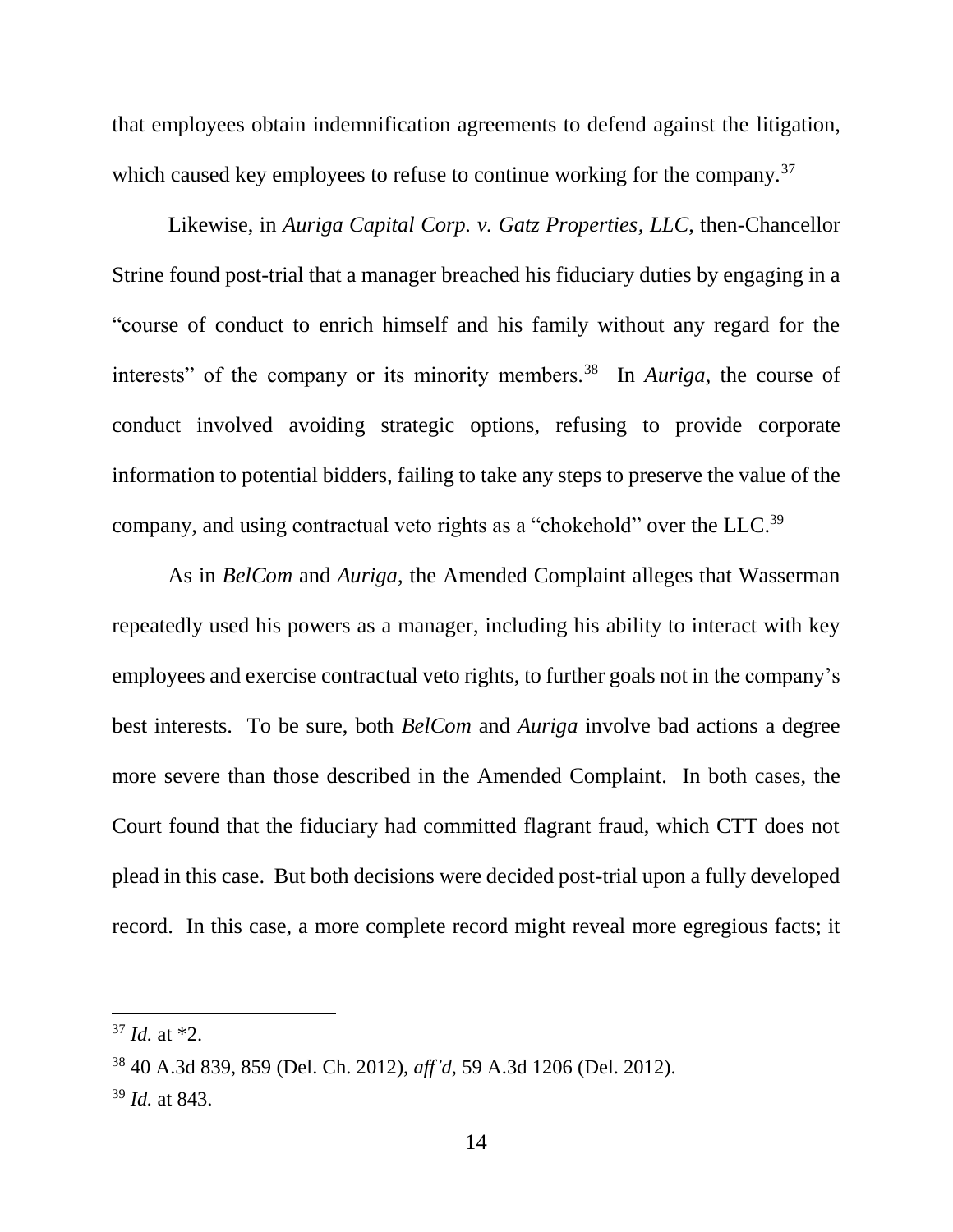that employees obtain indemnification agreements to defend against the litigation, which caused key employees to refuse to continue working for the company.[37]

Likewise, in *Auriga Capital Corp. v. Gatz Properties, LLC*, then-Chancellor Strine found post-trial that a manager breached his fiduciary duties by engaging in a "course of conduct to enrich himself and his family without any regard for the interests" of the company or its minority members.[38] In *Auriga*, the course of conduct involved avoiding strategic options, refusing to provide corporate information to potential bidders, failing to take any steps to preserve the value of the company, and using contractual veto rights as a "chokehold" over the LLC.[39]

As in *BelCom* and *Auriga*, the Amended Complaint alleges that Wasserman repeatedly used his powers as a manager, including his ability to interact with key employees and exercise contractual veto rights, to further goals not in the company's best interests. To be sure, both *BelCom* and *Auriga* involve bad actions a degree more severe than those described in the Amended Complaint. In both cases, the Court found that the fiduciary had committed flagrant fraud, which CTT does not plead in this case. But both decisions were decided post-trial upon a fully developed record. In this case, a more complete record might reveal more egregious facts; it

---

[37] *Id.* at *2.

[38] 40 A.3d 839, 859 (Del. Ch. 2012), *aff'd*, 59 A.3d 1206 (Del. 2012).

[39] *Id.* at 843.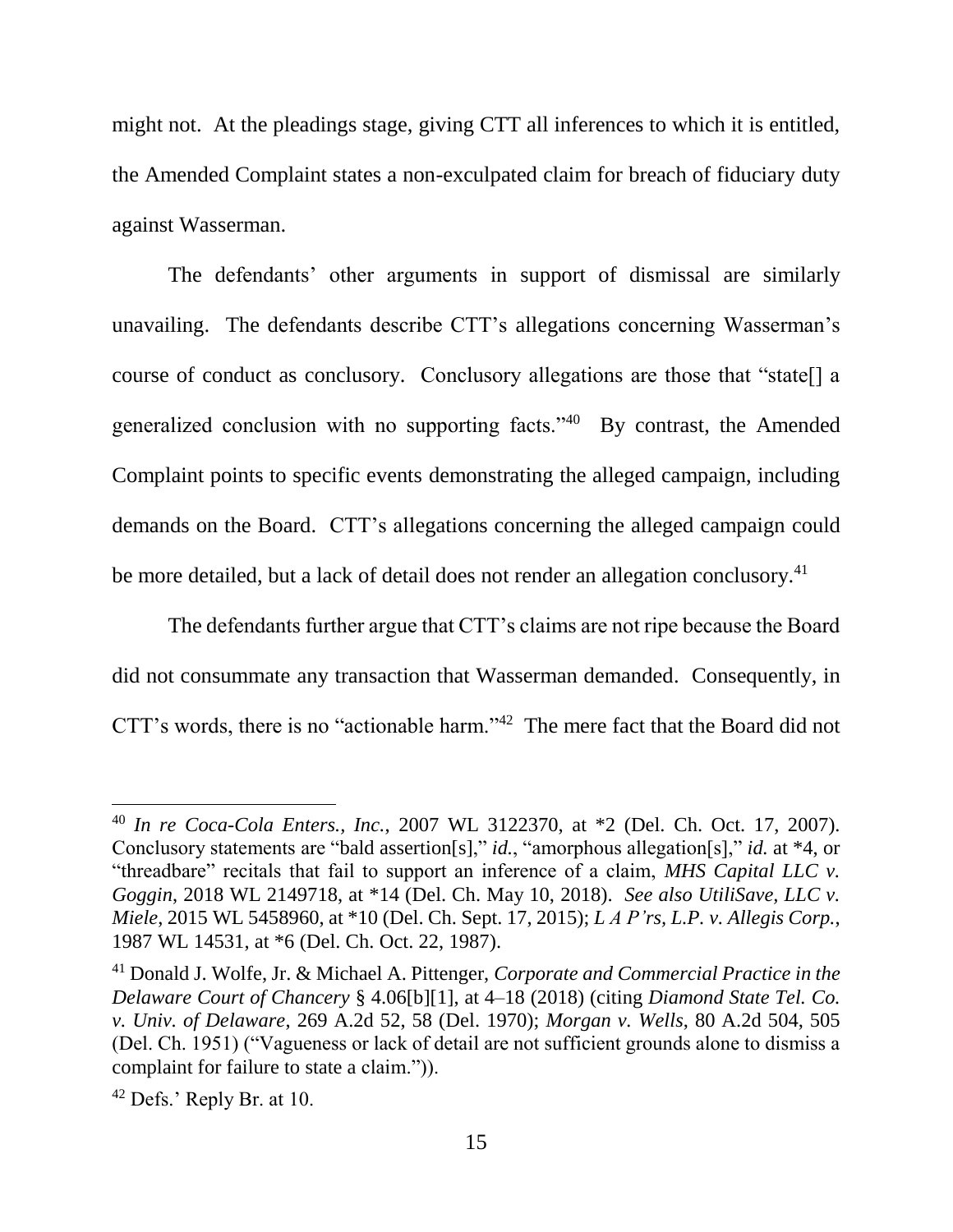might not. At the pleadings stage, giving CTT all inferences to which it is entitled, the Amended Complaint states a non-exculpated claim for breach of fiduciary duty against Wasserman.

The defendants' other arguments in support of dismissal are similarly unavailing. The defendants describe CTT's allegations concerning Wasserman's course of conduct as conclusory. Conclusory allegations are those that "state[] a generalized conclusion with no supporting facts."[40] By contrast, the Amended Complaint points to specific events demonstrating the alleged campaign, including demands on the Board. CTT's allegations concerning the alleged campaign could be more detailed, but a lack of detail does not render an allegation conclusory.[41]

The defendants further argue that CTT's claims are not ripe because the Board did not consummate any transaction that Wasserman demanded. Consequently, in CTT's words, there is no "actionable harm."[42] The mere fact that the Board did not

---

[40] *In re Coca-Cola Enters., Inc.*, 2007 WL 3122370, at *2 (Del. Ch. Oct. 17, 2007). Conclusory statements are "bald assertion[s]," *id.*, "amorphous allegation[s]," *id.* at *4, or "threadbare" recitals that fail to support an inference of a claim, *MHS Capital LLC v. Goggin*, 2018 WL 2149718, at *14 (Del. Ch. May 10, 2018). *See also UtiliSave, LLC v. Miele*, 2015 WL 5458960, at *10 (Del. Ch. Sept. 17, 2015); *L A P'rs, L.P. v. Allegis Corp.*, 1987 WL 14531, at *6 (Del. Ch. Oct. 22, 1987).

[41] Donald J. Wolfe, Jr. & Michael A. Pittenger, *Corporate and Commercial Practice in the Delaware Court of Chancery* § 4.06[b][1], at 4–18 (2018) (citing *Diamond State Tel. Co. v. Univ. of Delaware*, 269 A.2d 52, 58 (Del. 1970); *Morgan v. Wells*, 80 A.2d 504, 505 (Del. Ch. 1951) ("Vagueness or lack of detail are not sufficient grounds alone to dismiss a complaint for failure to state a claim.")).

[42] Defs.' Reply Br. at 10.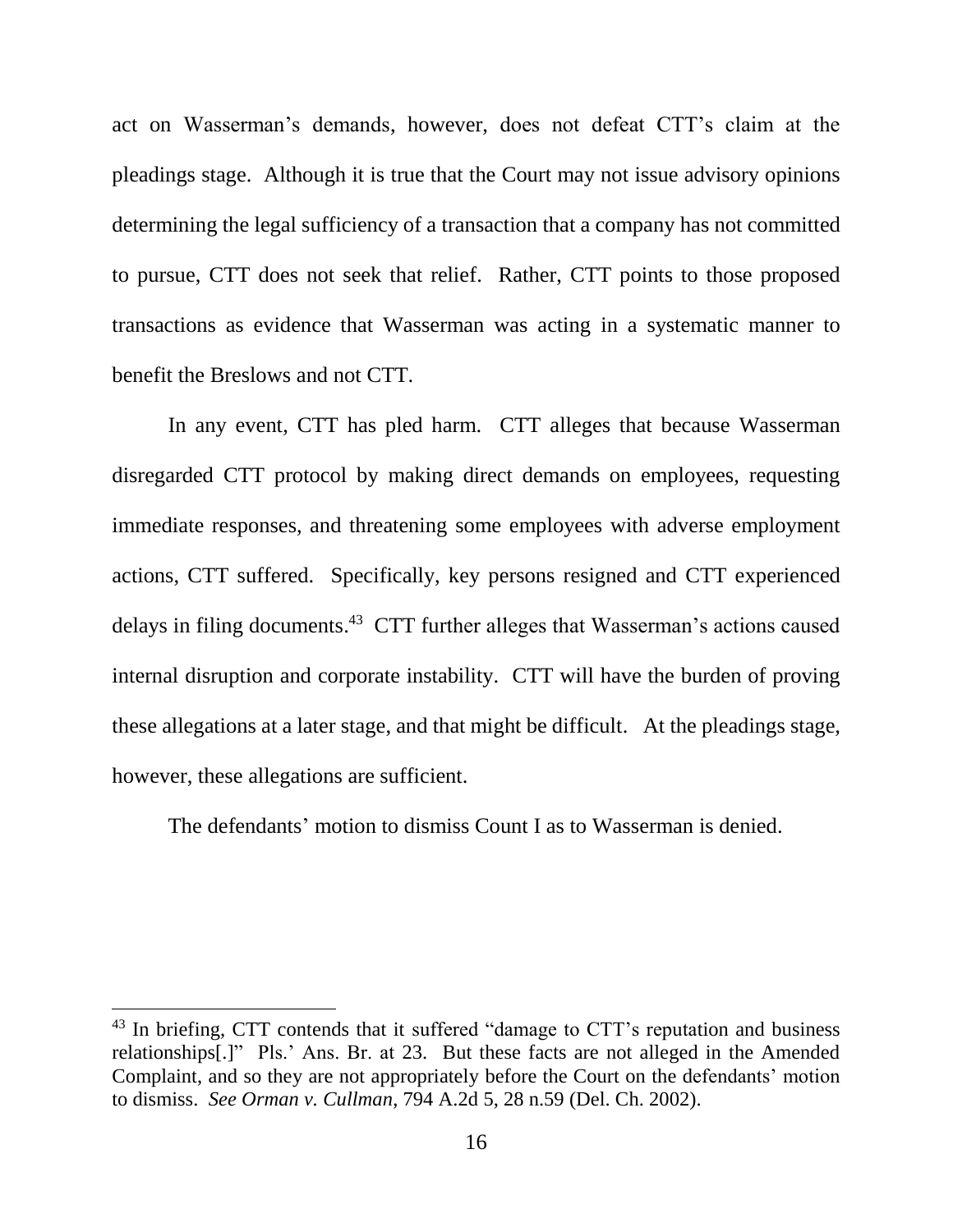act on Wasserman's demands, however, does not defeat CTT's claim at the pleadings stage. Although it is true that the Court may not issue advisory opinions determining the legal sufficiency of a transaction that a company has not committed to pursue, CTT does not seek that relief. Rather, CTT points to those proposed transactions as evidence that Wasserman was acting in a systematic manner to benefit the Breslows and not CTT.

In any event, CTT has pled harm. CTT alleges that because Wasserman disregarded CTT protocol by making direct demands on employees, requesting immediate responses, and threatening some employees with adverse employment actions, CTT suffered. Specifically, key persons resigned and CTT experienced delays in filing documents.[43] CTT further alleges that Wasserman's actions caused internal disruption and corporate instability. CTT will have the burden of proving these allegations at a later stage, and that might be difficult. At the pleadings stage, however, these allegations are sufficient.

The defendants' motion to dismiss Count I as to Wasserman is denied.

---

[43] In briefing, CTT contends that it suffered "damage to CTT's reputation and business relationships[.]" Pls.' Ans. Br. at 23. But these facts are not alleged in the Amended Complaint, and so they are not appropriately before the Court on the defendants' motion to dismiss. *See Orman v. Cullman*, 794 A.2d 5, 28 n.59 (Del. Ch. 2002).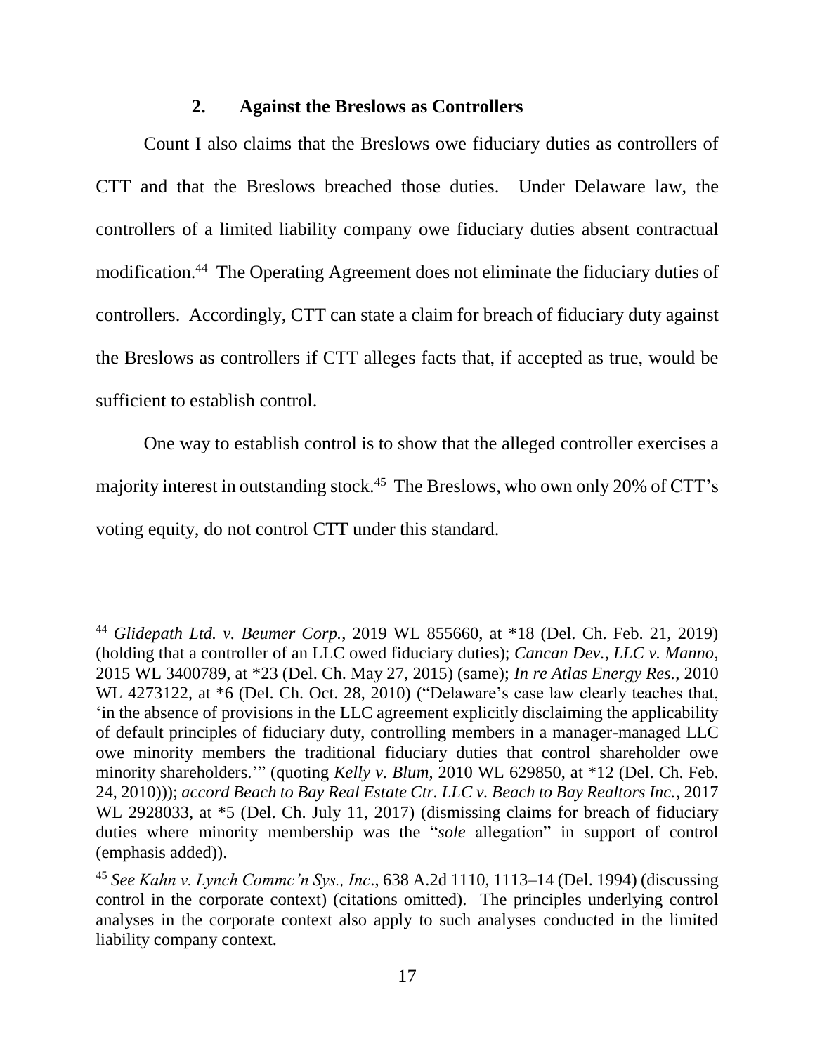### 2. Against the Breslows as Controllers

Count I also claims that the Breslows owe fiduciary duties as controllers of CTT and that the Breslows breached those duties. Under Delaware law, the controllers of a limited liability company owe fiduciary duties absent contractual modification.[44] The Operating Agreement does not eliminate the fiduciary duties of controllers. Accordingly, CTT can state a claim for breach of fiduciary duty against the Breslows as controllers if CTT alleges facts that, if accepted as true, would be sufficient to establish control.

One way to establish control is to show that the alleged controller exercises a majority interest in outstanding stock.[45] The Breslows, who own only 20% of CTT's voting equity, do not control CTT under this standard.

---

[44] *Glidepath Ltd. v. Beumer Corp.*, 2019 WL 855660, at *18 (Del. Ch. Feb. 21, 2019) (holding that a controller of an LLC owed fiduciary duties); *Cancan Dev., LLC v. Manno*, 2015 WL 3400789, at *23 (Del. Ch. May 27, 2015) (same); *In re Atlas Energy Res.*, 2010 WL 4273122, at *6 (Del. Ch. Oct. 28, 2010) ("Delaware's case law clearly teaches that, 'in the absence of provisions in the LLC agreement explicitly disclaiming the applicability of default principles of fiduciary duty, controlling members in a manager-managed LLC owe minority members the traditional fiduciary duties that control shareholder owe minority shareholders.'" (quoting *Kelly v. Blum*, 2010 WL 629850, at *12 (Del. Ch. Feb. 24, 2010))); *accord Beach to Bay Real Estate Ctr. LLC v. Beach to Bay Realtors Inc.*, 2017 WL 2928033, at *5 (Del. Ch. July 11, 2017) (dismissing claims for breach of fiduciary duties where minority membership was the "*sole* allegation" in support of control (emphasis added)).

[45] *See Kahn v. Lynch Commc'n Sys., Inc*., 638 A.2d 1110, 1113–14 (Del. 1994) (discussing control in the corporate context) (citations omitted). The principles underlying control analyses in the corporate context also apply to such analyses conducted in the limited liability company context.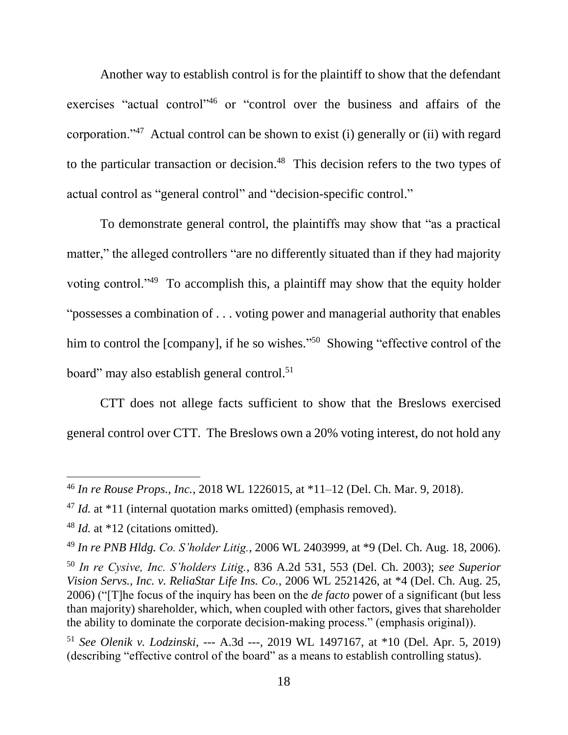Another way to establish control is for the plaintiff to show that the defendant exercises "actual control"[46] or "control over the business and affairs of the corporation."[47] Actual control can be shown to exist (i) generally or (ii) with regard to the particular transaction or decision.[48] This decision refers to the two types of actual control as "general control" and "decision-specific control."

To demonstrate general control, the plaintiffs may show that "as a practical matter," the alleged controllers "are no differently situated than if they had majority voting control."[49] To accomplish this, a plaintiff may show that the equity holder "possesses a combination of . . . voting power and managerial authority that enables him to control the [company], if he so wishes."[50] Showing "effective control of the board" may also establish general control.[51]

CTT does not allege facts sufficient to show that the Breslows exercised general control over CTT. The Breslows own a 20% voting interest, do not hold any

---

[46] *In re Rouse Props., Inc.*, 2018 WL 1226015, at *11–12 (Del. Ch. Mar. 9, 2018).

[47] *Id.* at *11 (internal quotation marks omitted) (emphasis removed).

[48] *Id.* at *12 (citations omitted).

[49] *In re PNB Hldg. Co. S'holder Litig.*, 2006 WL 2403999, at *9 (Del. Ch. Aug. 18, 2006).

[50] *In re Cysive, Inc. S'holders Litig.*, 836 A.2d 531, 553 (Del. Ch. 2003); *see Superior Vision Servs., Inc. v. ReliaStar Life Ins. Co.*, 2006 WL 2521426, at *4 (Del. Ch. Aug. 25, 2006) ("[T]he focus of the inquiry has been on the *de facto* power of a significant (but less than majority) shareholder, which, when coupled with other factors, gives that shareholder the ability to dominate the corporate decision-making process." (emphasis original)).

[51] *See Olenik v. Lodzinski*, --- A.3d ---, 2019 WL 1497167, at *10 (Del. Apr. 5, 2019) (describing "effective control of the board" as a means to establish controlling status).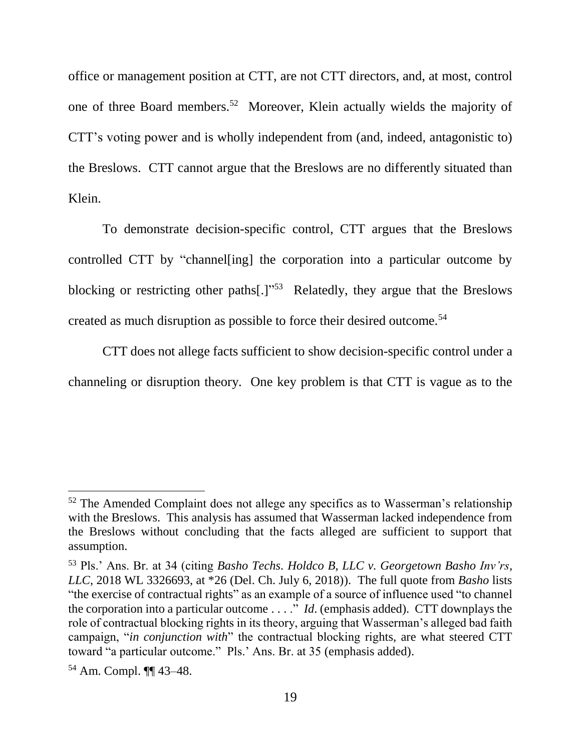office or management position at CTT, are not CTT directors, and, at most, control one of three Board members.[52] Moreover, Klein actually wields the majority of CTT's voting power and is wholly independent from (and, indeed, antagonistic to) the Breslows. CTT cannot argue that the Breslows are no differently situated than Klein.

To demonstrate decision-specific control, CTT argues that the Breslows controlled CTT by "channel[ing] the corporation into a particular outcome by blocking or restricting other paths[.]"[53] Relatedly, they argue that the Breslows created as much disruption as possible to force their desired outcome.[54]

CTT does not allege facts sufficient to show decision-specific control under a channeling or disruption theory. One key problem is that CTT is vague as to the

---

[52] The Amended Complaint does not allege any specifics as to Wasserman's relationship with the Breslows. This analysis has assumed that Wasserman lacked independence from the Breslows without concluding that the facts alleged are sufficient to support that assumption.

[53] Pls.' Ans. Br. at 34 (citing *Basho Techs. Holdco B, LLC v. Georgetown Basho Inv'rs, LLC*, 2018 WL 3326693, at *26 (Del. Ch. July 6, 2018)). The full quote from *Basho* lists "the exercise of contractual rights" as an example of a source of influence used "to channel the corporation into a particular outcome . . . ." *Id*. (emphasis added). CTT downplays the role of contractual blocking rights in its theory, arguing that Wasserman's alleged bad faith campaign, "*in conjunction with*" the contractual blocking rights, are what steered CTT toward "a particular outcome." Pls.' Ans. Br. at 35 (emphasis added).

[54] Am. Compl. ¶¶ 43–48.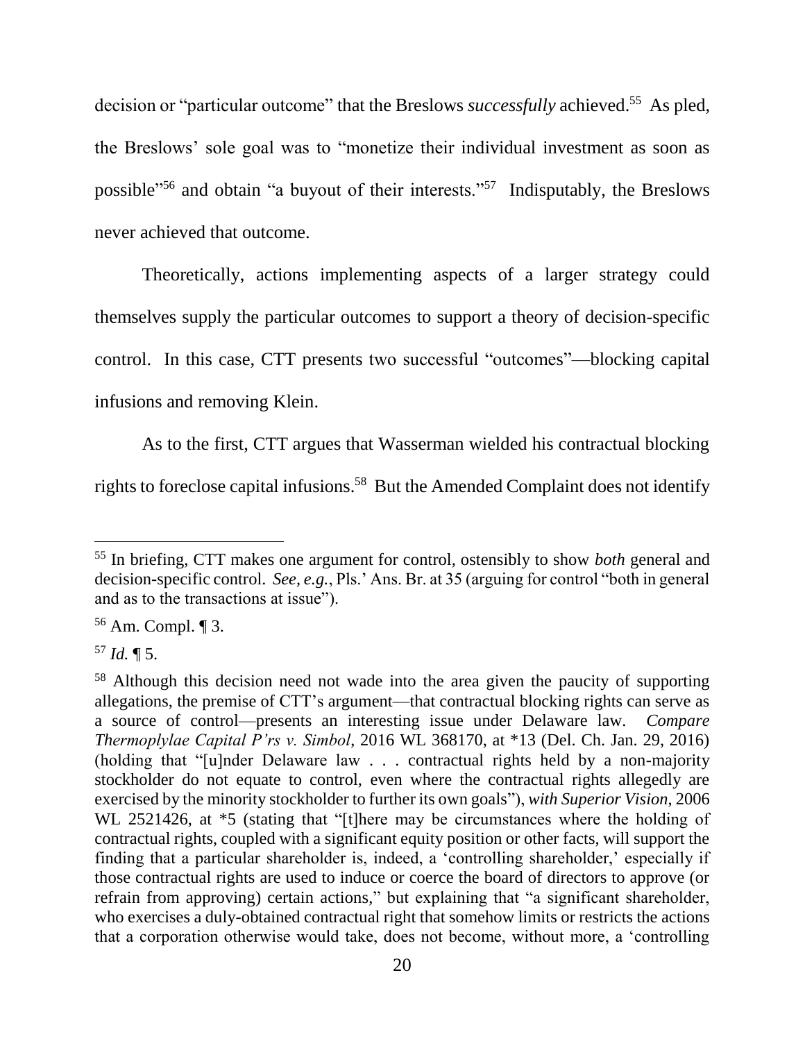decision or "particular outcome" that the Breslows *successfully* achieved.[55] As pled, the Breslows' sole goal was to "monetize their individual investment as soon as possible"[56] and obtain "a buyout of their interests."[57] Indisputably, the Breslows never achieved that outcome.

Theoretically, actions implementing aspects of a larger strategy could themselves supply the particular outcomes to support a theory of decision-specific control. In this case, CTT presents two successful "outcomes"—blocking capital infusions and removing Klein.

As to the first, CTT argues that Wasserman wielded his contractual blocking rights to foreclose capital infusions.[58] But the Amended Complaint does not identify

---

[55] In briefing, CTT makes one argument for control, ostensibly to show *both* general and decision-specific control. *See, e.g.*, Pls.' Ans. Br. at 35 (arguing for control "both in general and as to the transactions at issue").

[56] Am. Compl. ¶ 3.

[57] *Id.* ¶ 5.

[58] Although this decision need not wade into the area given the paucity of supporting allegations, the premise of CTT's argument—that contractual blocking rights can serve as a source of control—presents an interesting issue under Delaware law. *Compare Thermoplylae Capital P'rs v. Simbol*, 2016 WL 368170, at *13 (Del. Ch. Jan. 29, 2016) (holding that "[u]nder Delaware law . . . contractual rights held by a non-majority stockholder do not equate to control, even where the contractual rights allegedly are exercised by the minority stockholder to further its own goals"), *with Superior Vision*, 2006 WL 2521426, at *5 (stating that "[t]here may be circumstances where the holding of contractual rights, coupled with a significant equity position or other facts, will support the finding that a particular shareholder is, indeed, a 'controlling shareholder,' especially if those contractual rights are used to induce or coerce the board of directors to approve (or refrain from approving) certain actions," but explaining that "a significant shareholder, who exercises a duly-obtained contractual right that somehow limits or restricts the actions that a corporation otherwise would take, does not become, without more, a 'controlling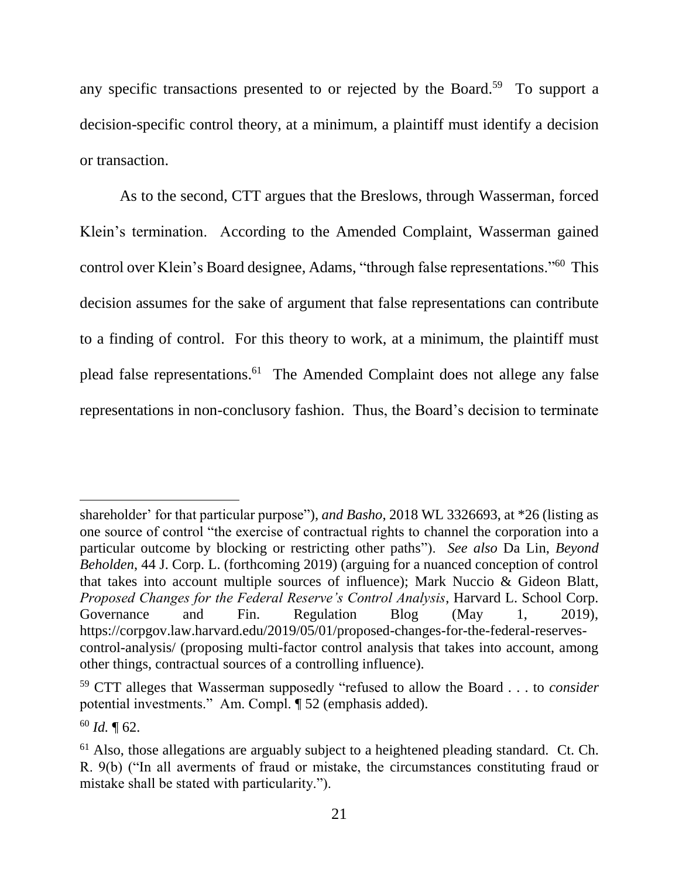any specific transactions presented to or rejected by the Board.[59] To support a decision-specific control theory, at a minimum, a plaintiff must identify a decision or transaction.

As to the second, CTT argues that the Breslows, through Wasserman, forced Klein's termination. According to the Amended Complaint, Wasserman gained control over Klein's Board designee, Adams, "through false representations."[60] This decision assumes for the sake of argument that false representations can contribute to a finding of control. For this theory to work, at a minimum, the plaintiff must plead false representations.[61] The Amended Complaint does not allege any false representations in non-conclusory fashion. Thus, the Board's decision to terminate

---

shareholder' for that particular purpose"), *and Basho*, 2018 WL 3326693, at *26 (listing as one source of control "the exercise of contractual rights to channel the corporation into a particular outcome by blocking or restricting other paths"). *See also* Da Lin, *Beyond Beholden*, 44 J. Corp. L. (forthcoming 2019) (arguing for a nuanced conception of control that takes into account multiple sources of influence); Mark Nuccio & Gideon Blatt, *Proposed Changes for the Federal Reserve's Control Analysis*, Harvard L. School Corp. Governance and Fin. Regulation Blog (May 1, 2019), https://corpgov.law.harvard.edu/2019/05/01/proposed-changes-for-the-federal-reserves-control-analysis/ (proposing multi-factor control analysis that takes into account, among other things, contractual sources of a controlling influence).

[59] CTT alleges that Wasserman supposedly "refused to allow the Board . . . to *consider* potential investments." Am. Compl. ¶ 52 (emphasis added).

[60] *Id.* ¶ 62.

[61] Also, those allegations are arguably subject to a heightened pleading standard. Ct. Ch. R. 9(b) ("In all averments of fraud or mistake, the circumstances constituting fraud or mistake shall be stated with particularity.").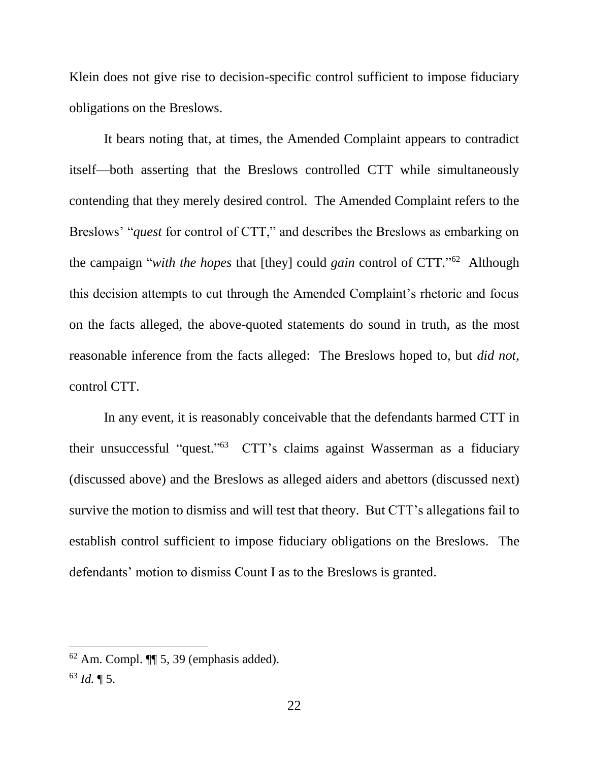Klein does not give rise to decision-specific control sufficient to impose fiduciary obligations on the Breslows.

It bears noting that, at times, the Amended Complaint appears to contradict itself—both asserting that the Breslows controlled CTT while simultaneously contending that they merely desired control. The Amended Complaint refers to the Breslows' "*quest* for control of CTT," and describes the Breslows as embarking on the campaign "*with the hopes* that [they] could *gain* control of CTT."[62] Although this decision attempts to cut through the Amended Complaint's rhetoric and focus on the facts alleged, the above-quoted statements do sound in truth, as the most reasonable inference from the facts alleged: The Breslows hoped to, but *did not*, control CTT.

In any event, it is reasonably conceivable that the defendants harmed CTT in their unsuccessful "quest."[63] CTT's claims against Wasserman as a fiduciary (discussed above) and the Breslows as alleged aiders and abettors (discussed next) survive the motion to dismiss and will test that theory. But CTT's allegations fail to establish control sufficient to impose fiduciary obligations on the Breslows. The defendants' motion to dismiss Count I as to the Breslows is granted.

---

[62] Am. Compl. ¶¶ 5, 39 (emphasis added).

[63] *Id.* ¶ 5.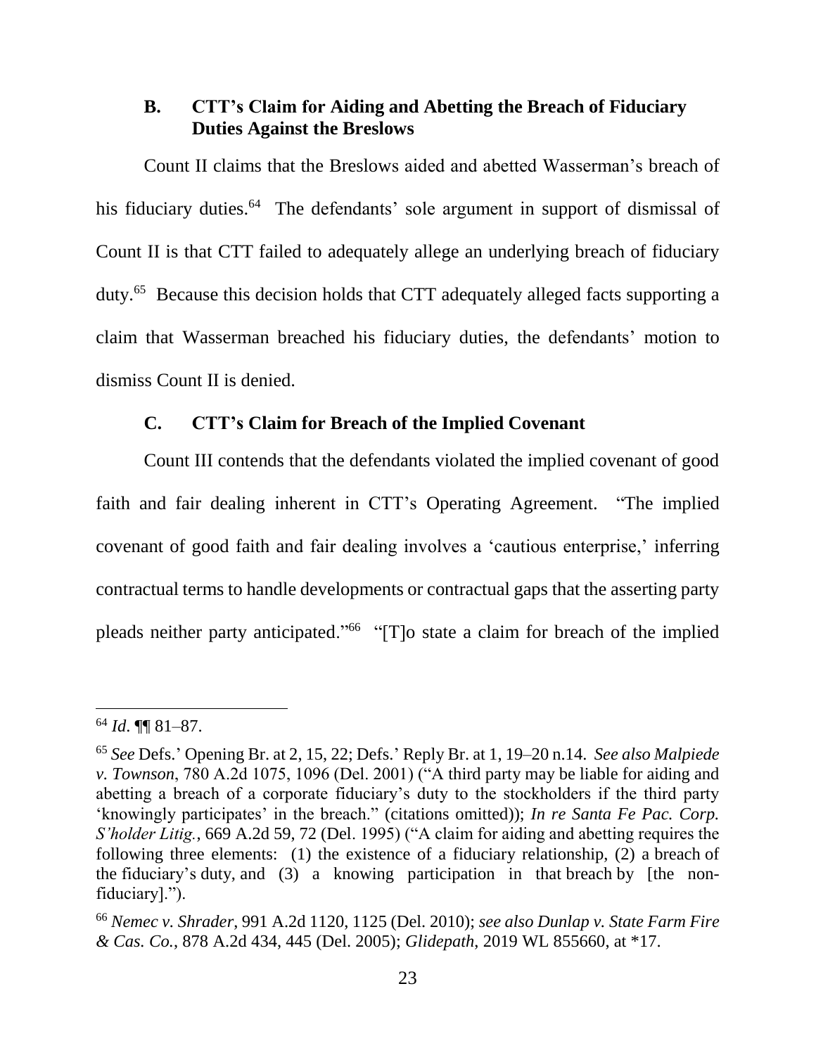### B. CTT's Claim for Aiding and Abetting the Breach of Fiduciary Duties Against the Breslows

Count II claims that the Breslows aided and abetted Wasserman's breach of his fiduciary duties.[64] The defendants' sole argument in support of dismissal of Count II is that CTT failed to adequately allege an underlying breach of fiduciary duty.[65] Because this decision holds that CTT adequately alleged facts supporting a claim that Wasserman breached his fiduciary duties, the defendants' motion to dismiss Count II is denied.

### C. CTT's Claim for Breach of the Implied Covenant

Count III contends that the defendants violated the implied covenant of good faith and fair dealing inherent in CTT's Operating Agreement. "The implied covenant of good faith and fair dealing involves a 'cautious enterprise,' inferring contractual terms to handle developments or contractual gaps that the asserting party pleads neither party anticipated."[66] "[T]o state a claim for breach of the implied

---

[64] *Id*. ¶¶ 81–87.

[65] *See* Defs.' Opening Br. at 2, 15, 22; Defs.' Reply Br. at 1, 19–20 n.14. *See also Malpiede v. Townson*, 780 A.2d 1075, 1096 (Del. 2001) ("A third party may be liable for aiding and abetting a breach of a corporate fiduciary's duty to the stockholders if the third party 'knowingly participates' in the breach." (citations omitted)); *In re Santa Fe Pac. Corp. S'holder Litig.*, 669 A.2d 59, 72 (Del. 1995) ("A claim for aiding and abetting requires the following three elements: (1) the existence of a fiduciary relationship, (2) a breach of the fiduciary's duty, and (3) a knowing participation in that breach by [the non-fiduciary].").

[66] *Nemec v. Shrader*, 991 A.2d 1120, 1125 (Del. 2010); *see also Dunlap v. State Farm Fire & Cas. Co.*, 878 A.2d 434, 445 (Del. 2005); *Glidepath*, 2019 WL 855660, at *17.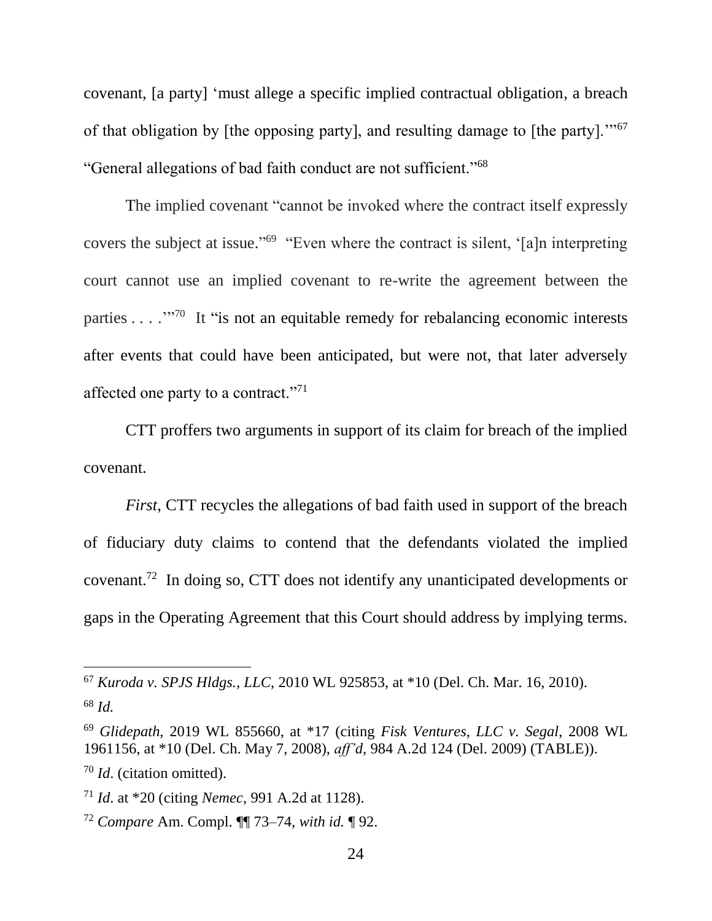covenant, [a party] 'must allege a specific implied contractual obligation, a breach of that obligation by [the opposing party], and resulting damage to [the party].'"[67] "General allegations of bad faith conduct are not sufficient."[68]

The implied covenant "cannot be invoked where the contract itself expressly covers the subject at issue."[69] "Even where the contract is silent, '[a]n interpreting court cannot use an implied covenant to re-write the agreement between the parties . . . .'"[70] It "is not an equitable remedy for rebalancing economic interests after events that could have been anticipated, but were not, that later adversely affected one party to a contract."[71]

CTT proffers two arguments in support of its claim for breach of the implied covenant.

*First*, CTT recycles the allegations of bad faith used in support of the breach of fiduciary duty claims to contend that the defendants violated the implied covenant.[72] In doing so, CTT does not identify any unanticipated developments or gaps in the Operating Agreement that this Court should address by implying terms.

---

[67] *Kuroda v. SPJS Hldgs., LLC*, 2010 WL 925853, at *10 (Del. Ch. Mar. 16, 2010).

[68] *Id.*

[69] *Glidepath*, 2019 WL 855660, at *17 (citing *Fisk Ventures, LLC v. Segal*, 2008 WL 1961156, at *10 (Del. Ch. May 7, 2008), *aff'd*, 984 A.2d 124 (Del. 2009) (TABLE)).

[70] *Id*. (citation omitted).

[71] *Id*. at *20 (citing *Nemec*, 991 A.2d at 1128).

[72] *Compare* Am. Compl. ¶¶ 73–74, *with id.* ¶ 92.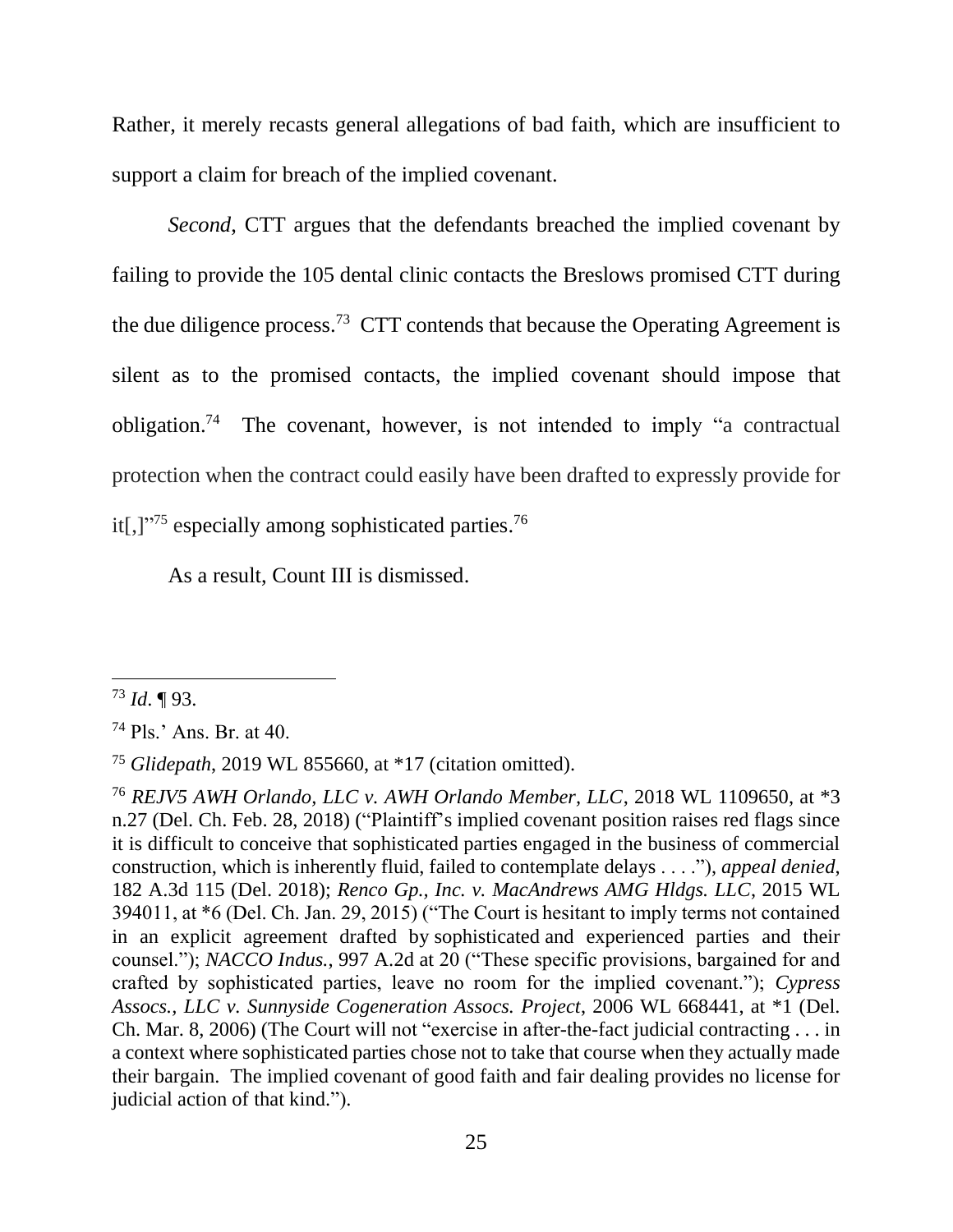Rather, it merely recasts general allegations of bad faith, which are insufficient to support a claim for breach of the implied covenant.

*Second*, CTT argues that the defendants breached the implied covenant by failing to provide the 105 dental clinic contacts the Breslows promised CTT during the due diligence process.[73] CTT contends that because the Operating Agreement is silent as to the promised contacts, the implied covenant should impose that obligation.[74] The covenant, however, is not intended to imply "a contractual protection when the contract could easily have been drafted to expressly provide for it[,]"[75] especially among sophisticated parties.[76]

As a result, Count III is dismissed.

---

[73] *Id*. ¶ 93.

[74] Pls.' Ans. Br. at 40.

[75] *Glidepath*, 2019 WL 855660, at *17 (citation omitted).

[76] *REJV5 AWH Orlando, LLC v. AWH Orlando Member, LLC*, 2018 WL 1109650, at *3 n.27 (Del. Ch. Feb. 28, 2018) ("Plaintiff's implied covenant position raises red flags since it is difficult to conceive that sophisticated parties engaged in the business of commercial construction, which is inherently fluid, failed to contemplate delays . . . ."), *appeal denied*, 182 A.3d 115 (Del. 2018); *Renco Gp., Inc. v. MacAndrews AMG Hldgs. LLC*, 2015 WL 394011, at *6 (Del. Ch. Jan. 29, 2015) ("The Court is hesitant to imply terms not contained in an explicit agreement drafted by sophisticated and experienced parties and their counsel."); *NACCO Indus.*, 997 A.2d at 20 ("These specific provisions, bargained for and crafted by sophisticated parties, leave no room for the implied covenant."); *Cypress Assocs., LLC v. Sunnyside Cogeneration Assocs. Project*, 2006 WL 668441, at *1 (Del. Ch. Mar. 8, 2006) (The Court will not "exercise in after-the-fact judicial contracting . . . in a context where sophisticated parties chose not to take that course when they actually made their bargain. The implied covenant of good faith and fair dealing provides no license for judicial action of that kind.").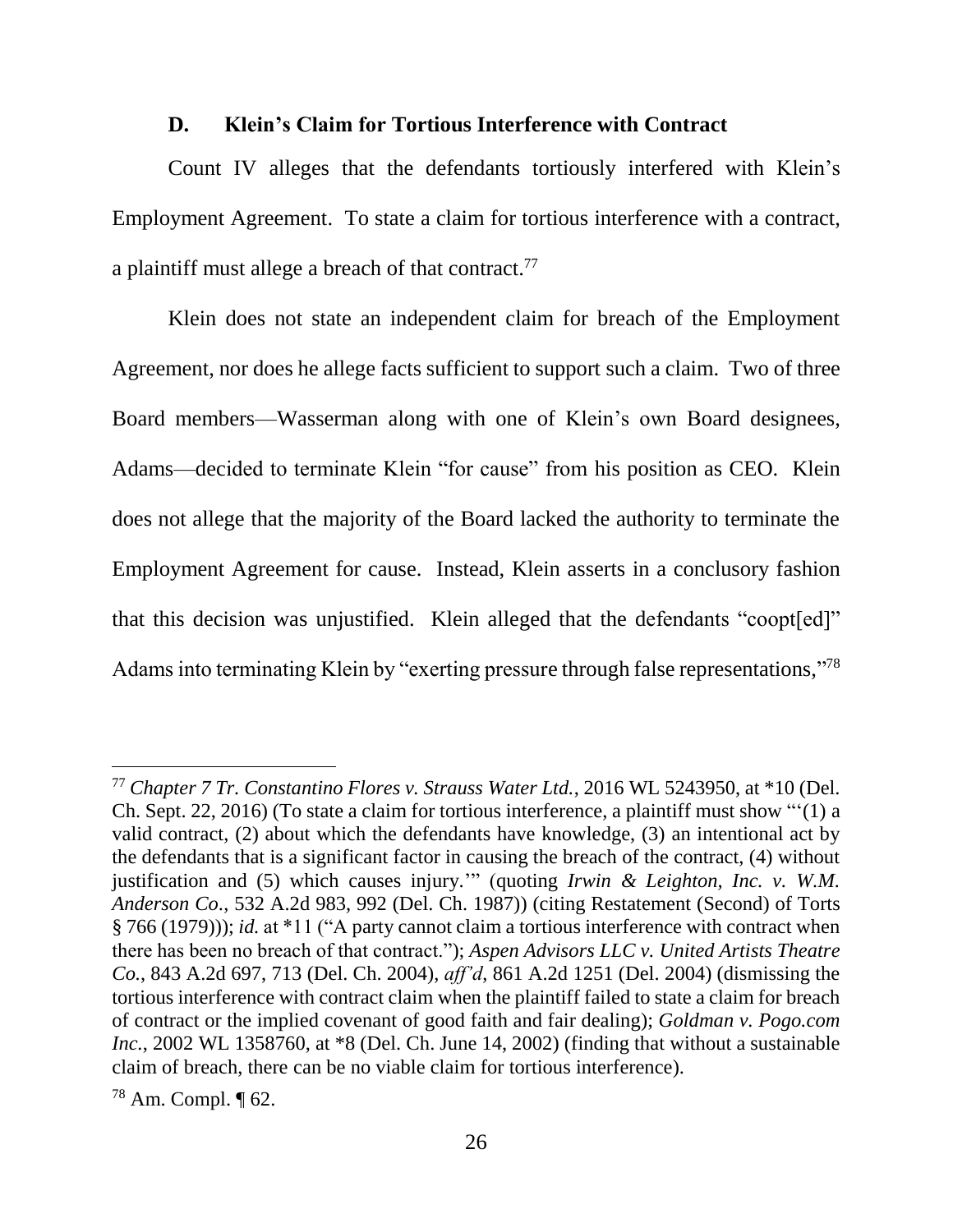### D. Klein's Claim for Tortious Interference with Contract

Count IV alleges that the defendants tortiously interfered with Klein's Employment Agreement. To state a claim for tortious interference with a contract, a plaintiff must allege a breach of that contract.[77]

Klein does not state an independent claim for breach of the Employment Agreement, nor does he allege facts sufficient to support such a claim. Two of three Board members—Wasserman along with one of Klein's own Board designees, Adams—decided to terminate Klein "for cause" from his position as CEO. Klein does not allege that the majority of the Board lacked the authority to terminate the Employment Agreement for cause. Instead, Klein asserts in a conclusory fashion that this decision was unjustified. Klein alleged that the defendants "coopt[ed]" Adams into terminating Klein by "exerting pressure through false representations,"[78]

---

[77] *Chapter 7 Tr. Constantino Flores v. Strauss Water Ltd.*, 2016 WL 5243950, at *10 (Del. Ch. Sept. 22, 2016) (To state a claim for tortious interference, a plaintiff must show "'(1) a valid contract, (2) about which the defendants have knowledge, (3) an intentional act by the defendants that is a significant factor in causing the breach of the contract, (4) without justification and (5) which causes injury.'" (quoting *Irwin & Leighton, Inc. v. W.M. Anderson Co.*, 532 A.2d 983, 992 (Del. Ch. 1987)) (citing Restatement (Second) of Torts § 766 (1979))); *id.* at *11 ("A party cannot claim a tortious interference with contract when there has been no breach of that contract."); *Aspen Advisors LLC v. United Artists Theatre Co.*, 843 A.2d 697, 713 (Del. Ch. 2004), *aff'd*, 861 A.2d 1251 (Del. 2004) (dismissing the tortious interference with contract claim when the plaintiff failed to state a claim for breach of contract or the implied covenant of good faith and fair dealing); *Goldman v. Pogo.com Inc.*, 2002 WL 1358760, at *8 (Del. Ch. June 14, 2002) (finding that without a sustainable claim of breach, there can be no viable claim for tortious interference).

[78] Am. Compl. ¶ 62.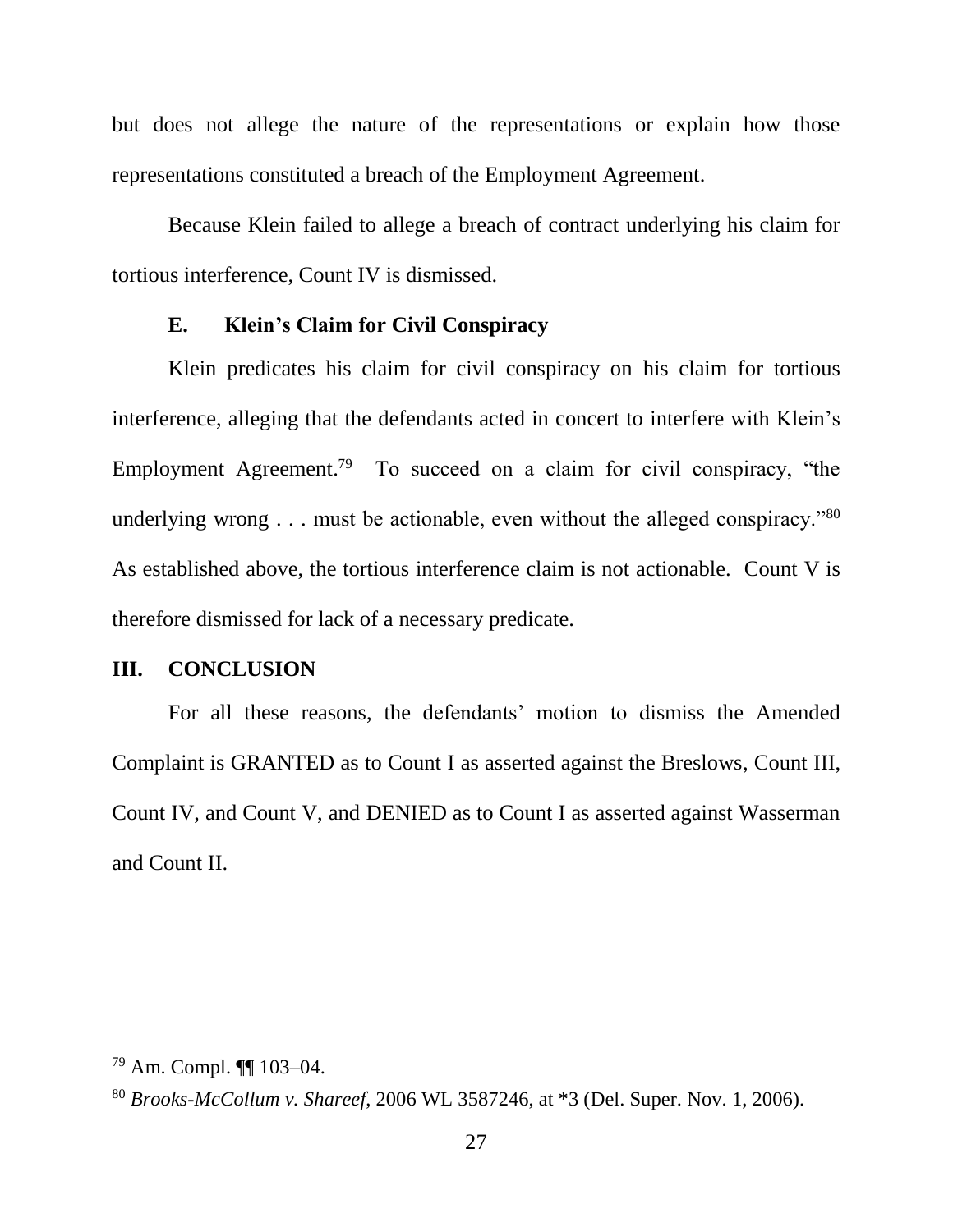but does not allege the nature of the representations or explain how those representations constituted a breach of the Employment Agreement.

Because Klein failed to allege a breach of contract underlying his claim for tortious interference, Count IV is dismissed.

### E. Klein's Claim for Civil Conspiracy

Klein predicates his claim for civil conspiracy on his claim for tortious interference, alleging that the defendants acted in concert to interfere with Klein's Employment Agreement.[79] To succeed on a claim for civil conspiracy, "the underlying wrong . . . must be actionable, even without the alleged conspiracy."[80] As established above, the tortious interference claim is not actionable. Count V is therefore dismissed for lack of a necessary predicate.

## III. CONCLUSION

For all these reasons, the defendants' motion to dismiss the Amended Complaint is GRANTED as to Count I as asserted against the Breslows, Count III, Count IV, and Count V, and DENIED as to Count I as asserted against Wasserman and Count II.

---

[79] Am. Compl. ¶¶ 103–04.

[80] *Brooks-McCollum v. Shareef*, 2006 WL 3587246, at *3 (Del. Super. Nov. 1, 2006).